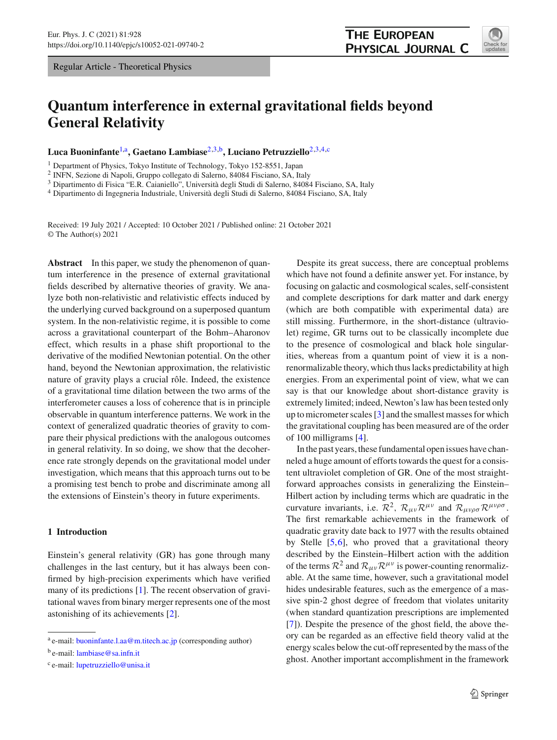Regular Article - Theoretical Physics

# Quantum interference in external gravitational fields beyond General Relativity

**Luca Buoninfante**[1,a], **Gaetano Lambiase**[2,3,b], **Luciano Petruzziello**[2,3,4,c]

[1] Department of Physics, Tokyo Institute of Technology, Tokyo 152-8551, Japan
[2] INFN, Sezione di Napoli, Gruppo collegato di Salerno, 84084 Fisciano, SA, Italy
[3] Dipartimento di Fisica "E.R. Caianiello", Università degli Studi di Salerno, 84084 Fisciano, SA, Italy
[4] Dipartimento di Ingegneria Industriale, Università degli Studi di Salerno, 84084 Fisciano, SA, Italy

Received: 19 July 2021 / Accepted: 10 October 2021 / Published online: 21 October 2021
© The Author(s) 2021

**Abstract** In this paper, we study the phenomenon of quantum interference in the presence of external gravitational fields described by alternative theories of gravity. We analyze both non-relativistic and relativistic effects induced by the underlying curved background on a superposed quantum system. In the non-relativistic regime, it is possible to come across a gravitational counterpart of the Bohm–Aharonov effect, which results in a phase shift proportional to the derivative of the modified Newtonian potential. On the other hand, beyond the Newtonian approximation, the relativistic nature of gravity plays a crucial rôle. Indeed, the existence of a gravitational time dilation between the two arms of the interferometer causes a loss of coherence that is in principle observable in quantum interference patterns. We work in the context of generalized quadratic theories of gravity to compare their physical predictions with the analogous outcomes in general relativity. In so doing, we show that the decoherence rate strongly depends on the gravitational model under investigation, which means that this approach turns out to be a promising test bench to probe and discriminate among all the extensions of Einstein's theory in future experiments.

## 1 Introduction

Einstein's general relativity (GR) has gone through many challenges in the last century, but it has always been confirmed by high-precision experiments which have verified many of its predictions [1]. The recent observation of gravitational waves from binary merger represents one of the most astonishing of its achievements [2].

Despite its great success, there are conceptual problems which have not found a definite answer yet. For instance, by focusing on galactic and cosmological scales, self-consistent and complete descriptions for dark matter and dark energy (which are both compatible with experimental data) are still missing. Furthermore, in the short-distance (ultraviolet) regime, GR turns out to be classically incomplete due to the presence of cosmological and black hole singularities, whereas from a quantum point of view it is a non-renormalizable theory, which thus lacks predictability at high energies. From an experimental point of view, what we can say is that our knowledge about short-distance gravity is extremely limited; indeed, Newton's law has been tested only up to micrometer scales [3] and the smallest masses for which the gravitational coupling has been measured are of the order of 100 milligrams [4].

In the past years, these fundamental open issues have channeled a huge amount of efforts towards the quest for a consistent ultraviolet completion of GR. One of the most straightforward approaches consists in generalizing the Einstein–Hilbert action by including terms which are quadratic in the curvature invariants, i.e. $\mathcal{R}^2$, $\mathcal{R}_{\mu\nu}\mathcal{R}^{\mu\nu}$ and $\mathcal{R}_{\mu\nu\rho\sigma}\mathcal{R}^{\mu\nu\rho\sigma}$. The first remarkable achievements in the framework of quadratic gravity date back to 1977 with the results obtained by Stelle [5,6], who proved that a gravitational theory described by the Einstein–Hilbert action with the addition of the terms $\mathcal{R}^2$ and $\mathcal{R}_{\mu\nu}\mathcal{R}^{\mu\nu}$ is power-counting renormalizable. At the same time, however, such a gravitational model hides undesirable features, such as the emergence of a massive spin-2 ghost degree of freedom that violates unitarity (when standard quantization prescriptions are implemented [7]). Despite the presence of the ghost field, the above theory can be regarded as an effective field theory valid at the energy scales below the cut-off represented by the mass of the ghost. Another important accomplishment in the framework

---

[a] e-mail: buoninfante.l.aa@m.titech.ac.jp (corresponding author)
[b] e-mail: lambiase@sa.infn.it
[c] e-mail: lupetruzziello@unisa.it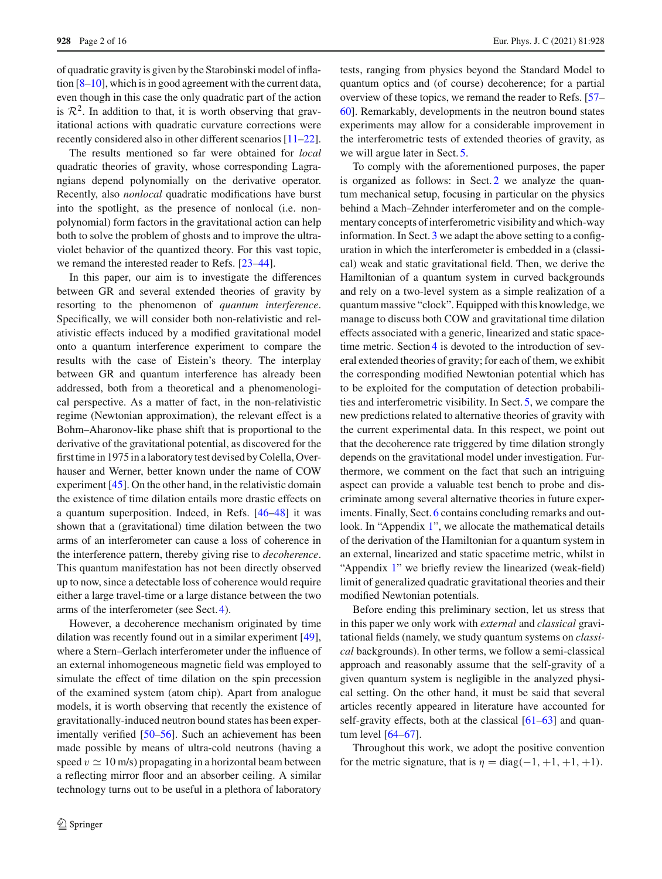of quadratic gravity is given by the Starobinski model of inflation [8–10], which is in good agreement with the current data, even though in this case the only quadratic part of the action is $\mathcal{R}^2$. In addition to that, it is worth observing that gravitational actions with quadratic curvature corrections were recently considered also in other different scenarios [11–22].

The results mentioned so far were obtained for *local* quadratic theories of gravity, whose corresponding Lagrangians depend polynomially on the derivative operator. Recently, also *nonlocal* quadratic modifications have burst into the spotlight, as the presence of nonlocal (i.e. non-polynomial) form factors in the gravitational action can help both to solve the problem of ghosts and to improve the ultraviolet behavior of the quantized theory. For this vast topic, we remand the interested reader to Refs. [23–44].

In this paper, our aim is to investigate the differences between GR and several extended theories of gravity by resorting to the phenomenon of *quantum interference*. Specifically, we will consider both non-relativistic and relativistic effects induced by a modified gravitational model onto a quantum interference experiment to compare the results with the case of Eistein's theory. The interplay between GR and quantum interference has already been addressed, both from a theoretical and a phenomenological perspective. As a matter of fact, in the non-relativistic regime (Newtonian approximation), the relevant effect is a Bohm–Aharonov-like phase shift that is proportional to the derivative of the gravitational potential, as discovered for the first time in 1975 in a laboratory test devised by Colella, Overhauser and Werner, better known under the name of COW experiment [45]. On the other hand, in the relativistic domain the existence of time dilation entails more drastic effects on a quantum superposition. Indeed, in Refs. [46–48] it was shown that a (gravitational) time dilation between the two arms of an interferometer can cause a loss of coherence in the interference pattern, thereby giving rise to *decoherence*. This quantum manifestation has not been directly observed up to now, since a detectable loss of coherence would require either a large travel-time or a large distance between the two arms of the interferometer (see Sect. 4).

However, a decoherence mechanism originated by time dilation was recently found out in a similar experiment [49], where a Stern–Gerlach interferometer under the influence of an external inhomogeneous magnetic field was employed to simulate the effect of time dilation on the spin precession of the examined system (atom chip). Apart from analogue models, it is worth observing that recently the existence of gravitationally-induced neutron bound states has been experimentally verified [50–56]. Such an achievement has been made possible by means of ultra-cold neutrons (having a speed $v \simeq 10\,\text{m/s}$) propagating in a horizontal beam between a reflecting mirror floor and an absorber ceiling. A similar technology turns out to be useful in a plethora of laboratory tests, ranging from physics beyond the Standard Model to quantum optics and (of course) decoherence; for a partial overview of these topics, we remand the reader to Refs. [57–60]. Remarkably, developments in the neutron bound states experiments may allow for a considerable improvement in the interferometric tests of extended theories of gravity, as we will argue later in Sect. 5.

To comply with the aforementioned purposes, the paper is organized as follows: in Sect. 2 we analyze the quantum mechanical setup, focusing in particular on the physics behind a Mach–Zehnder interferometer and on the complementary concepts of interferometric visibility and which-way information. In Sect. 3 we adapt the above setting to a configuration in which the interferometer is embedded in a (classical) weak and static gravitational field. Then, we derive the Hamiltonian of a quantum system in curved backgrounds and rely on a two-level system as a simple realization of a quantum massive "clock". Equipped with this knowledge, we manage to discuss both COW and gravitational time dilation effects associated with a generic, linearized and static spacetime metric. Section 4 is devoted to the introduction of several extended theories of gravity; for each of them, we exhibit the corresponding modified Newtonian potential which has to be exploited for the computation of detection probabilities and interferometric visibility. In Sect. 5, we compare the new predictions related to alternative theories of gravity with the current experimental data. In this respect, we point out that the decoherence rate triggered by time dilation strongly depends on the gravitational model under investigation. Furthermore, we comment on the fact that such an intriguing aspect can provide a valuable test bench to probe and discriminate among several alternative theories in future experiments. Finally, Sect. 6 contains concluding remarks and outlook. In "Appendix 1", we allocate the mathematical details of the derivation of the Hamiltonian for a quantum system in an external, linearized and static spacetime metric, whilst in "Appendix 1" we briefly review the linearized (weak-field) limit of generalized quadratic gravitational theories and their modified Newtonian potentials.

Before ending this preliminary section, let us stress that in this paper we only work with *external* and *classical* gravitational fields (namely, we study quantum systems on *classical* backgrounds). In other terms, we follow a semi-classical approach and reasonably assume that the self-gravity of a given quantum system is negligible in the analyzed physical setting. On the other hand, it must be said that several articles recently appeared in literature have accounted for self-gravity effects, both at the classical [61–63] and quantum level [64–67].

Throughout this work, we adopt the positive convention for the metric signature, that is $\eta = \text{diag}(-1, +1, +1, +1)$.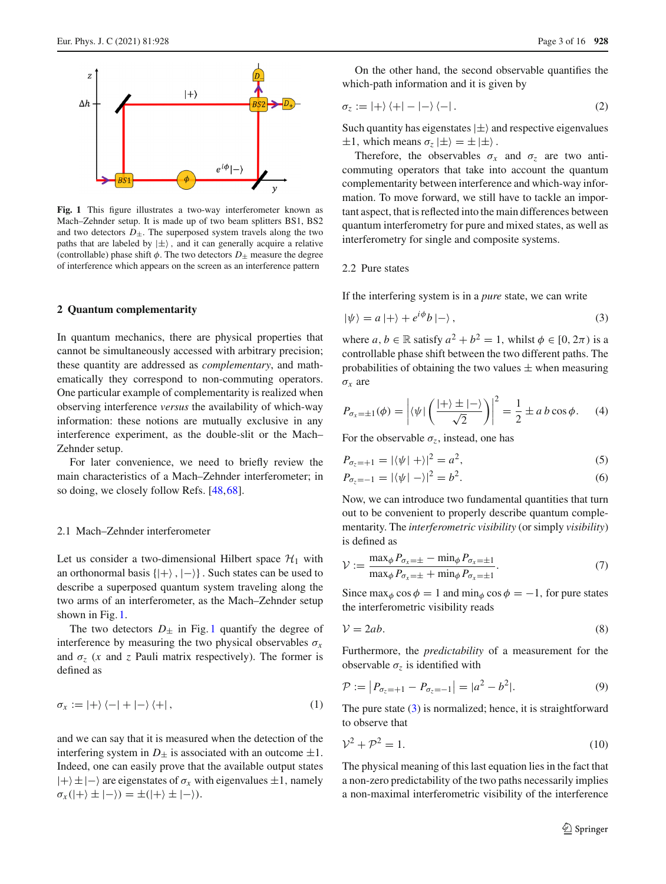**Fig. 1** This figure illustrates a two-way interferometer known as Mach–Zehnder setup. It is made up of two beam splitters BS1, BS2 and two detectors $D_{\pm}$. The superposed system travels along the two paths that are labeled by $|\pm\rangle$, and it can generally acquire a relative (controllable) phase shift $\phi$. The two detectors $D_{\pm}$ measure the degree of interference which appears on the screen as an interference pattern

## 2 Quantum complementarity

In quantum mechanics, there are physical properties that cannot be simultaneously accessed with arbitrary precision; these quantity are addressed as *complementary*, and mathematically they correspond to non-commuting operators. One particular example of complementarity is realized when observing interference *versus* the availability of which-way information: these notions are mutually exclusive in any interference experiment, as the double-slit or the Mach–Zehnder setup.

For later convenience, we need to briefly review the main characteristics of a Mach–Zehnder interferometer; in so doing, we closely follow Refs. [48,68].

### 2.1 Mach–Zehnder interferometer

Let us consider a two-dimensional Hilbert space $\mathcal{H}_1$ with an orthonormal basis $\{|+\rangle, |-\rangle\}$. Such states can be used to describe a superposed quantum system traveling along the two arms of an interferometer, as the Mach–Zehnder setup shown in Fig. 1.

The two detectors $D_{\pm}$ in Fig. 1 quantify the degree of interference by measuring the two physical observables $\sigma_x$ and $\sigma_z$ ($x$ and $z$ Pauli matrix respectively). The former is defined as

$$\sigma_x := |+\rangle\langle -| + |-\rangle\langle +|, \tag{1}$$

and we can say that it is measured when the detection of the interfering system in $D_{\pm}$ is associated with an outcome $\pm 1$. Indeed, one can easily prove that the available output states $|+\rangle \pm |-\rangle$ are eigenstates of $\sigma_x$ with eigenvalues $\pm 1$, namely $\sigma_x(|+\rangle \pm |-\rangle) = \pm(|+\rangle \pm |-\rangle)$.

On the other hand, the second observable quantifies the which-path information and it is given by

$$\sigma_z := |+\rangle\langle +| - |-\rangle\langle -|. \tag{2}$$

Such quantity has eigenstates $|\pm\rangle$ and respective eigenvalues $\pm 1$, which means $\sigma_z |\pm\rangle = \pm |\pm\rangle$.

Therefore, the observables $\sigma_x$ and $\sigma_z$ are two anti-commuting operators that take into account the quantum complementarity between interference and which-way information. To move forward, we still have to tackle an important aspect, that is reflected into the main differences between quantum interferometry for pure and mixed states, as well as interferometry for single and composite systems.

### 2.2 Pure states

If the interfering system is in a *pure* state, we can write

$$|\psi\rangle = a\,|+\rangle + e^{i\phi} b\,|-\rangle, \tag{3}$$

where $a, b \in \mathbb{R}$ satisfy $a^2 + b^2 = 1$, whilst $\phi \in [0, 2\pi)$ is a controllable phase shift between the two different paths. The probabilities of obtaining the two values $\pm$ when measuring $\sigma_x$ are

$$P_{\sigma_x=\pm 1}(\phi) = \left| \langle \psi | \left( \frac{|+\rangle \pm |-\rangle}{\sqrt{2}} \right) \right|^2 = \frac{1}{2} \pm a\, b \cos\phi. \tag{4}$$

For the observable $\sigma_z$, instead, one has

$$P_{\sigma_z=+1} = |\langle \psi | +\rangle|^2 = a^2, \tag{5}$$

$$P_{\sigma_z=-1} = |\langle \psi | -\rangle|^2 = b^2. \tag{6}$$

Now, we can introduce two fundamental quantities that turn out to be convenient to properly describe quantum complementarity. The *interferometric visibility* (or simply *visibility*) is defined as

$$\mathcal{V} := \frac{\max_\phi P_{\sigma_x=\pm} - \min_\phi P_{\sigma_x=\pm 1}}{\max_\phi P_{\sigma_x=\pm} + \min_\phi P_{\sigma_x=\pm 1}}. \tag{7}$$

Since $\max_\phi \cos\phi = 1$ and $\min_\phi \cos\phi = -1$, for pure states the interferometric visibility reads

$$\mathcal{V} = 2ab. \tag{8}$$

Furthermore, the *predictability* of a measurement for the observable $\sigma_z$ is identified with

$$\mathcal{P} := \left| P_{\sigma_z=+1} - P_{\sigma_z=-1} \right| = |a^2 - b^2|. \tag{9}$$

The pure state (3) is normalized; hence, it is straightforward to observe that

$$\mathcal{V}^2 + \mathcal{P}^2 = 1. \tag{10}$$

The physical meaning of this last equation lies in the fact that a non-zero predictability of the two paths necessarily implies a non-maximal interferometric visibility of the interference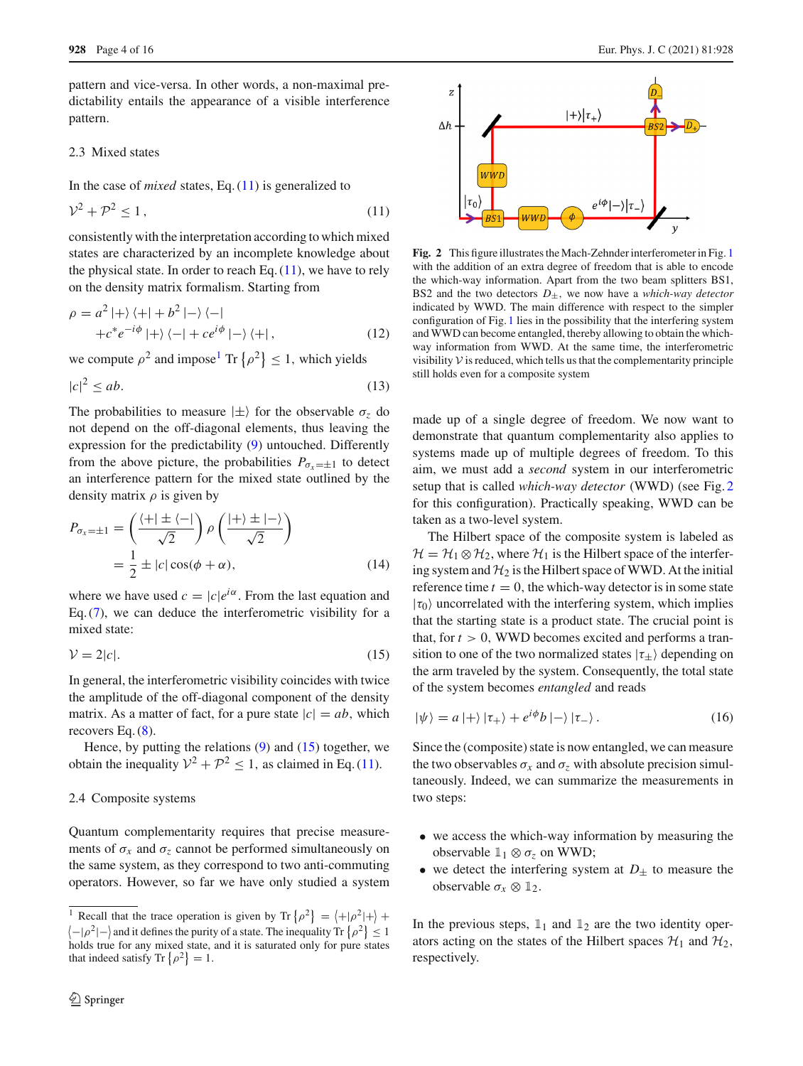pattern and vice-versa. In other words, a non-maximal predictability entails the appearance of a visible interference pattern.

### 2.3 Mixed states

In the case of *mixed* states, Eq. (11) is generalized to

$$\mathcal{V}^2 + \mathcal{P}^2 \leq 1\,, \tag{11}$$

consistently with the interpretation according to which mixed states are characterized by an incomplete knowledge about the physical state. In order to reach Eq. (11), we have to rely on the density matrix formalism. Starting from

$$\rho = a^2 \left|+\right\rangle \left\langle+\right| + b^2 \left|-\right\rangle \left\langle-\right| + c^* e^{-i\phi} \left|+\right\rangle \left\langle-\right| + c e^{i\phi} \left|-\right\rangle \left\langle+\right|\,, \tag{12}$$

we compute $\rho^2$ and impose[1] $\mathrm{Tr}\left\{\rho^2\right\} \leq 1$, which yields

$$|c|^2 \leq ab. \tag{13}$$

The probabilities to measure $|\pm\rangle$ for the observable $\sigma_z$ do not depend on the off-diagonal elements, thus leaving the expression for the predictability (9) untouched. Differently from the above picture, the probabilities $P_{\sigma_x=\pm1}$ to detect an interference pattern for the mixed state outlined by the density matrix $\rho$ is given by

$$P_{\sigma_x=\pm 1} = \left(\frac{\langle+| \pm \langle-|}{\sqrt{2}}\right) \rho \left(\frac{|+\rangle \pm |-\rangle}{\sqrt{2}}\right) = \frac{1}{2} \pm |c| \cos(\phi + \alpha), \tag{14}$$

where we have used $c = |c| e^{i\alpha}$. From the last equation and Eq. (7), we can deduce the interferometric visibility for a mixed state:

$$\mathcal{V} = 2|c|. \tag{15}$$

In general, the interferometric visibility coincides with twice the amplitude of the off-diagonal component of the density matrix. As a matter of fact, for a pure state $|c| = ab$, which recovers Eq. (8).

Hence, by putting the relations (9) and (15) together, we obtain the inequality $\mathcal{V}^2 + \mathcal{P}^2 \leq 1$, as claimed in Eq. (11).

### 2.4 Composite systems

Quantum complementarity requires that precise measurements of $\sigma_x$ and $\sigma_z$ cannot be performed simultaneously on the same system, as they correspond to two anti-commuting operators. However, so far we have only studied a system made up of a single degree of freedom. We now want to demonstrate that quantum complementarity also applies to systems made up of multiple degrees of freedom. To this aim, we must add a *second* system in our interferometric setup that is called *which-way detector* (WWD) (see Fig. 2 for this configuration). Practically speaking, WWD can be taken as a two-level system.

**Fig. 2** This figure illustrates the Mach-Zehnder interferometer in Fig. 1 with the addition of an extra degree of freedom that is able to encode the which-way information. Apart from the two beam splitters BS1, BS2 and the two detectors $D_{\pm}$, we now have a *which-way detector* indicated by WWD. The main difference with respect to the simpler configuration of Fig. 1 lies in the possibility that the interfering system and WWD can become entangled, thereby allowing to obtain the which-way information from WWD. At the same time, the interferometric visibility $\mathcal{V}$ is reduced, which tells us that the complementarity principle still holds even for a composite system

The Hilbert space of the composite system is labeled as $\mathcal{H} = \mathcal{H}_1 \otimes \mathcal{H}_2$, where $\mathcal{H}_1$ is the Hilbert space of the interfering system and $\mathcal{H}_2$ is the Hilbert space of WWD. At the initial reference time $t = 0$, the which-way detector is in some state $|\tau_0\rangle$ uncorrelated with the interfering system, which implies that the starting state is a product state. The crucial point is that, for $t > 0$, WWD becomes excited and performs a transition to one of the two normalized states $|\tau_{\pm}\rangle$ depending on the arm traveled by the system. Consequently, the total state of the system becomes *entangled* and reads

$$|\psi\rangle = a\,|+\rangle\,|\tau_+\rangle + e^{i\phi} b\,|-\rangle\,|\tau_-\rangle\,. \tag{16}$$

Since the (composite) state is now entangled, we can measure the two observables $\sigma_x$ and $\sigma_z$ with absolute precision simultaneously. Indeed, we can summarize the measurements in two steps:

- we access the which-way information by measuring the observable $\mathbb{1}_1 \otimes \sigma_z$ on WWD;
- we detect the interfering system at $D_{\pm}$ to measure the observable $\sigma_x \otimes \mathbb{1}_2$.

In the previous steps, $\mathbb{1}_1$ and $\mathbb{1}_2$ are the two identity operators acting on the states of the Hilbert spaces $\mathcal{H}_1$ and $\mathcal{H}_2$, respectively.

[1] Recall that the trace operation is given by $\mathrm{Tr}\left\{\rho^2\right\} = \langle+|\rho^2|+\rangle + \langle-|\rho^2|-\rangle$ and it defines the purity of a state. The inequality $\mathrm{Tr}\left\{\rho^2\right\} \leq 1$ holds true for any mixed state, and it is saturated only for pure states that indeed satisfy $\mathrm{Tr}\left\{\rho^2\right\} = 1$.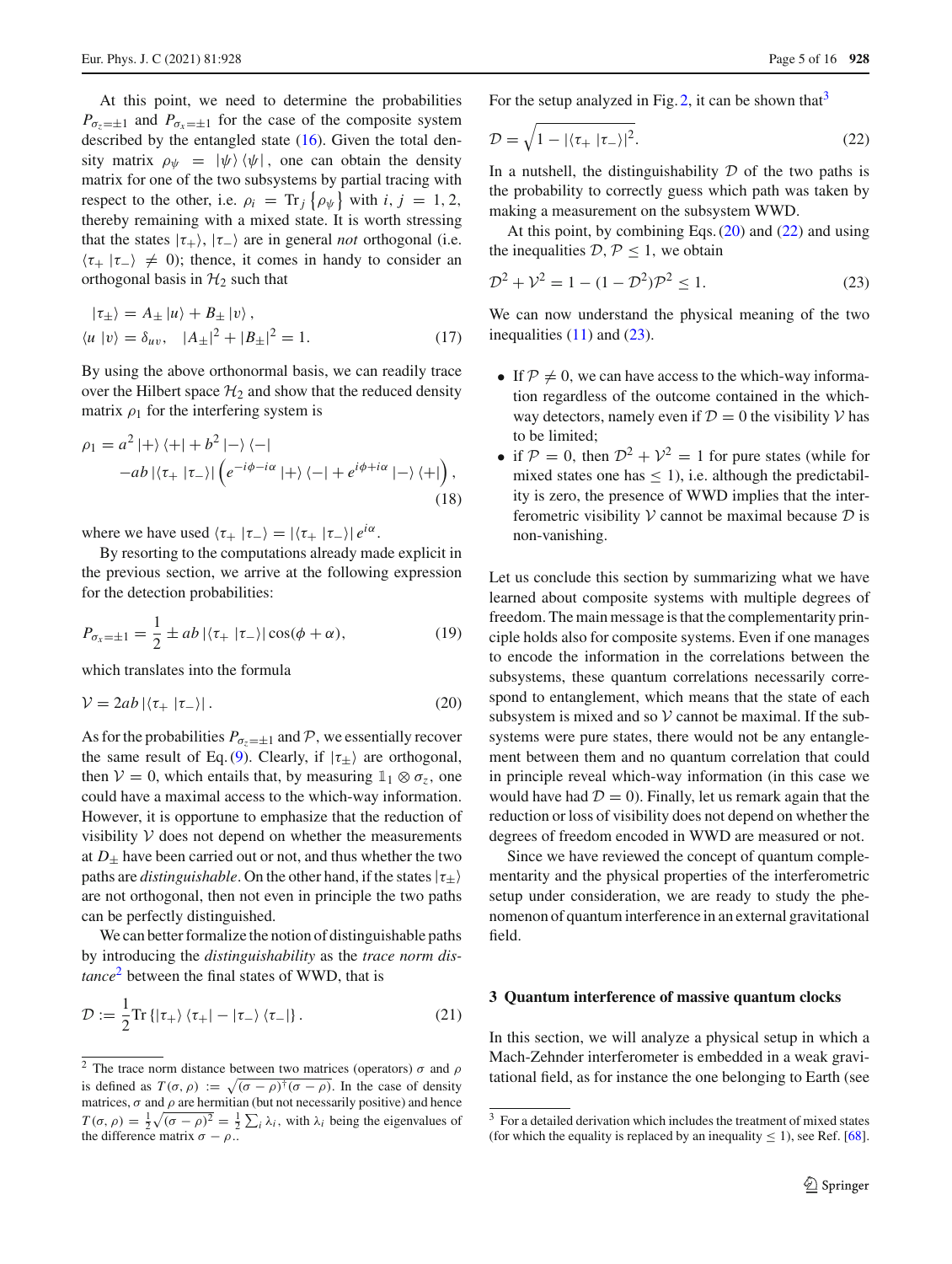At this point, we need to determine the probabilities $P_{\sigma_z=\pm 1}$ and $P_{\sigma_x=\pm 1}$ for the case of the composite system described by the entangled state (16). Given the total density matrix $\rho_\psi = |\psi\rangle\langle\psi|$, one can obtain the density matrix for one of the two subsystems by partial tracing with respect to the other, i.e. $\rho_i = \mathrm{Tr}_j\{\rho_\psi\}$ with $i, j = 1, 2$, thereby remaining with a mixed state. It is worth stressing that the states $|\tau_+\rangle$, $|\tau_-\rangle$ are in general *not* orthogonal (i.e. $\langle\tau_+|\tau_-\rangle \neq 0$); thence, it comes in handy to consider an orthogonal basis in $\mathcal{H}_2$ such that

$$
\begin{aligned}
&|\tau_\pm\rangle = A_\pm |u\rangle + B_\pm |v\rangle\,, \\
&\langle u|v\rangle = \delta_{uv}, \quad |A_\pm|^2 + |B_\pm|^2 = 1.
\end{aligned}
\tag{17}
$$

By using the above orthonormal basis, we can readily trace over the Hilbert space $\mathcal{H}_2$ and show that the reduced density matrix $\rho_1$ for the interfering system is

$$
\begin{aligned}
\rho_1 = {} & a^2 |+\rangle\langle+| + b^2 |-\rangle\langle-| \\
& - ab\,|\langle\tau_+|\tau_-\rangle| \left(e^{-i\phi - i\alpha} |+\rangle\langle-| + e^{i\phi + i\alpha} |-\rangle\langle+|\right),
\end{aligned}
\tag{18}
$$

where we have used $\langle\tau_+|\tau_-\rangle = |\langle\tau_+|\tau_-\rangle|\, e^{i\alpha}$.

By resorting to the computations already made explicit in the previous section, we arrive at the following expression for the detection probabilities:

$$
P_{\sigma_x=\pm 1} = \frac{1}{2} \pm ab\,|\langle\tau_+|\tau_-\rangle| \cos(\phi + \alpha),
\tag{19}
$$

which translates into the formula

$$
\mathcal{V} = 2ab\,|\langle\tau_+|\tau_-\rangle|\,.
\tag{20}
$$

As for the probabilities $P_{\sigma_z=\pm 1}$ and $\mathcal{P}$, we essentially recover the same result of Eq. (9). Clearly, if $|\tau_\pm\rangle$ are orthogonal, then $\mathcal{V} = 0$, which entails that, by measuring $\mathbb{1}_1 \otimes \sigma_z$, one could have a maximal access to the which-way information. However, it is opportune to emphasize that the reduction of visibility $\mathcal{V}$ does not depend on whether the measurements at $D_\pm$ have been carried out or not, and thus whether the two paths are *distinguishable*. On the other hand, if the states $|\tau_\pm\rangle$ are not orthogonal, then not even in principle the two paths can be perfectly distinguished.

We can better formalize the notion of distinguishable paths by introducing the *distinguishability* as the *trace norm distance*[2] between the final states of WWD, that is

$$
\mathcal{D} := \frac{1}{2}\mathrm{Tr}\left\{|\tau_+\rangle\langle\tau_+| - |\tau_-\rangle\langle\tau_-|\right\}.
\tag{21}
$$

For the setup analyzed in Fig. 2, it can be shown that[3]

$$
\mathcal{D} = \sqrt{1 - |\langle\tau_+|\tau_-\rangle|^2}.
\tag{22}
$$

In a nutshell, the distinguishability $\mathcal{D}$ of the two paths is the probability to correctly guess which path was taken by making a measurement on the subsystem WWD.

At this point, by combining Eqs. (20) and (22) and using the inequalities $\mathcal{D}, \mathcal{P} \leq 1$, we obtain

$$
\mathcal{D}^2 + \mathcal{V}^2 = 1 - (1 - \mathcal{D}^2)\mathcal{P}^2 \leq 1.
\tag{23}
$$

We can now understand the physical meaning of the two inequalities (11) and (23).

- If $\mathcal{P} \neq 0$, we can have access to the which-way information regardless of the outcome contained in the which-way detectors, namely even if $\mathcal{D} = 0$ the visibility $\mathcal{V}$ has to be limited;
- if $\mathcal{P} = 0$, then $\mathcal{D}^2 + \mathcal{V}^2 = 1$ for pure states (while for mixed states one has $\leq 1$), i.e. although the predictability is zero, the presence of WWD implies that the interferometric visibility $\mathcal{V}$ cannot be maximal because $\mathcal{D}$ is non-vanishing.

Let us conclude this section by summarizing what we have learned about composite systems with multiple degrees of freedom. The main message is that the complementarity principle holds also for composite systems. Even if one manages to encode the information in the correlations between the subsystems, these quantum correlations necessarily correspond to entanglement, which means that the state of each subsystem is mixed and so $\mathcal{V}$ cannot be maximal. If the subsystems were pure states, there would not be any entanglement between them and no quantum correlation that could in principle reveal which-way information (in this case we would have had $\mathcal{D} = 0$). Finally, let us remark again that the reduction or loss of visibility does not depend on whether the degrees of freedom encoded in WWD are measured or not.

Since we have reviewed the concept of quantum complementarity and the physical properties of the interferometric setup under consideration, we are ready to study the phenomenon of quantum interference in an external gravitational field.

## 3 Quantum interference of massive quantum clocks

In this section, we will analyze a physical setup in which a Mach-Zehnder interferometer is embedded in a weak gravitational field, as for instance the one belonging to Earth (see

[2] The trace norm distance between two matrices (operators) $\sigma$ and $\rho$ is defined as $T(\sigma, \rho) := \sqrt{(\sigma - \rho)^\dagger(\sigma - \rho)}$. In the case of density matrices, $\sigma$ and $\rho$ are hermitian (but not necessarily positive) and hence $T(\sigma, \rho) = \frac{1}{2}\sqrt{(\sigma - \rho)^2} = \frac{1}{2}\sum_i \lambda_i$, with $\lambda_i$ being the eigenvalues of the difference matrix $\sigma - \rho$..

[3] For a detailed derivation which includes the treatment of mixed states (for which the equality is replaced by an inequality $\leq 1$), see Ref. [68].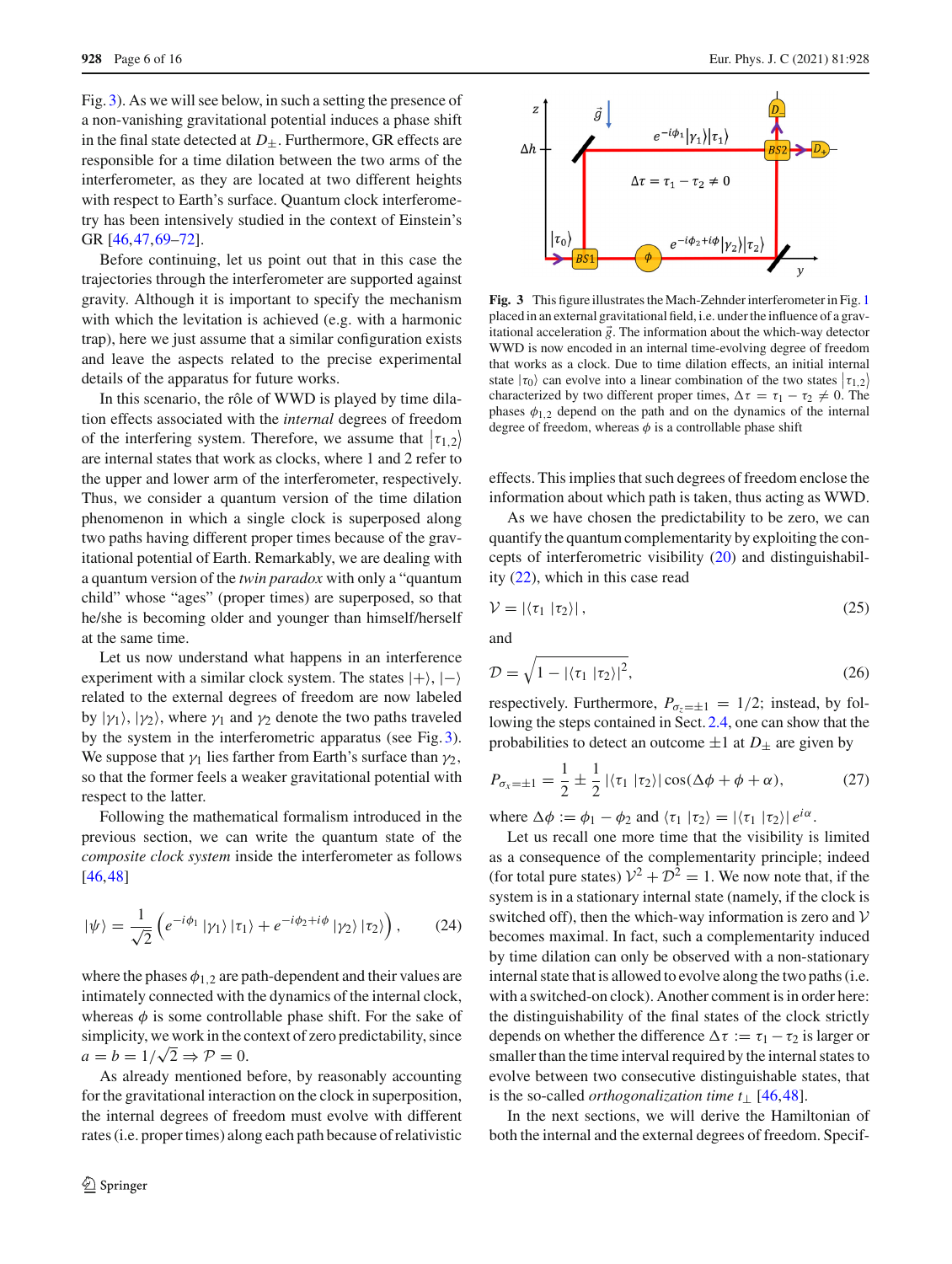Fig. 3). As we will see below, in such a setting the presence of a non-vanishing gravitational potential induces a phase shift in the final state detected at $D_{\pm}$. Furthermore, GR effects are responsible for a time dilation between the two arms of the interferometer, as they are located at two different heights with respect to Earth's surface. Quantum clock interferometry has been intensively studied in the context of Einstein's GR [46,47,69–72].

Before continuing, let us point out that in this case the trajectories through the interferometer are supported against gravity. Although it is important to specify the mechanism with which the levitation is achieved (e.g. with a harmonic trap), here we just assume that a similar configuration exists and leave the aspects related to the precise experimental details of the apparatus for future works.

In this scenario, the rôle of WWD is played by time dilation effects associated with the *internal* degrees of freedom of the interfering system. Therefore, we assume that $|\tau_{1,2}\rangle$ are internal states that work as clocks, where 1 and 2 refer to the upper and lower arm of the interferometer, respectively. Thus, we consider a quantum version of the time dilation phenomenon in which a single clock is superposed along two paths having different proper times because of the gravitational potential of Earth. Remarkably, we are dealing with a quantum version of the *twin paradox* with only a "quantum child" whose "ages" (proper times) are superposed, so that he/she is becoming older and younger than himself/herself at the same time.

Let us now understand what happens in an interference experiment with a similar clock system. The states $|+\rangle$, $|-\rangle$ related to the external degrees of freedom are now labeled by $|\gamma_1\rangle$, $|\gamma_2\rangle$, where $\gamma_1$ and $\gamma_2$ denote the two paths traveled by the system in the interferometric apparatus (see Fig. 3). We suppose that $\gamma_1$ lies farther from Earth's surface than $\gamma_2$, so that the former feels a weaker gravitational potential with respect to the latter.

Following the mathematical formalism introduced in the previous section, we can write the quantum state of the *composite clock system* inside the interferometer as follows [46,48]

$$|\psi\rangle = \frac{1}{\sqrt{2}}\left(e^{-i\phi_1}\,|\gamma_1\rangle\,|\tau_1\rangle + e^{-i\phi_2+i\phi}\,|\gamma_2\rangle\,|\tau_2\rangle\right), \tag{24}$$

where the phases $\phi_{1,2}$ are path-dependent and their values are intimately connected with the dynamics of the internal clock, whereas $\phi$ is some controllable phase shift. For the sake of simplicity, we work in the context of zero predictability, since $a = b = 1/\sqrt{2} \Rightarrow \mathcal{P} = 0$.

As already mentioned before, by reasonably accounting for the gravitational interaction on the clock in superposition, the internal degrees of freedom must evolve with different rates (i.e. proper times) along each path because of relativistic effects. This implies that such degrees of freedom enclose the information about which path is taken, thus acting as WWD.

**Fig. 3** This figure illustrates the Mach-Zehnder interferometer in Fig. 1 placed in an external gravitational field, i.e. under the influence of a gravitational acceleration $\vec{g}$. The information about the which-way detector WWD is now encoded in an internal time-evolving degree of freedom that works as a clock. Due to time dilation effects, an initial internal state $|\tau_0\rangle$ can evolve into a linear combination of the two states $|\tau_{1,2}\rangle$ characterized by two different proper times, $\Delta\tau = \tau_1 - \tau_2 \neq 0$. The phases $\phi_{1,2}$ depend on the path and on the dynamics of the internal degree of freedom, whereas $\phi$ is a controllable phase shift

As we have chosen the predictability to be zero, we can quantify the quantum complementarity by exploiting the concepts of interferometric visibility (20) and distinguishability (22), which in this case read

$$\mathcal{V} = |\langle\tau_1\;|\tau_2\rangle|\,, \tag{25}$$

and

$$\mathcal{D} = \sqrt{1 - |\langle\tau_1\;|\tau_2\rangle|^2}, \tag{26}$$

respectively. Furthermore, $P_{\sigma_z=\pm1} = 1/2$; instead, by following the steps contained in Sect. 2.4, one can show that the probabilities to detect an outcome $\pm1$ at $D_{\pm}$ are given by

$$P_{\sigma_x=\pm1} = \frac{1}{2} \pm \frac{1}{2}\,|\langle\tau_1\;|\tau_2\rangle|\cos(\Delta\phi + \phi + \alpha), \tag{27}$$

where $\Delta\phi := \phi_1 - \phi_2$ and $\langle\tau_1\;|\tau_2\rangle = |\langle\tau_1\;|\tau_2\rangle|\,e^{i\alpha}$.

Let us recall one more time that the visibility is limited as a consequence of the complementarity principle; indeed (for total pure states) $\mathcal{V}^2 + \mathcal{D}^2 = 1$. We now note that, if the system is in a stationary internal state (namely, if the clock is switched off), then the which-way information is zero and $\mathcal{V}$ becomes maximal. In fact, such a complementarity induced by time dilation can only be observed with a non-stationary internal state that is allowed to evolve along the two paths (i.e. with a switched-on clock). Another comment is in order here: the distinguishability of the final states of the clock strictly depends on whether the difference $\Delta\tau := \tau_1 - \tau_2$ is larger or smaller than the time interval required by the internal states to evolve between two consecutive distinguishable states, that is the so-called *orthogonalization time* $t_{\perp}$ [46,48].

In the next sections, we will derive the Hamiltonian of both the internal and the external degrees of freedom. Specif-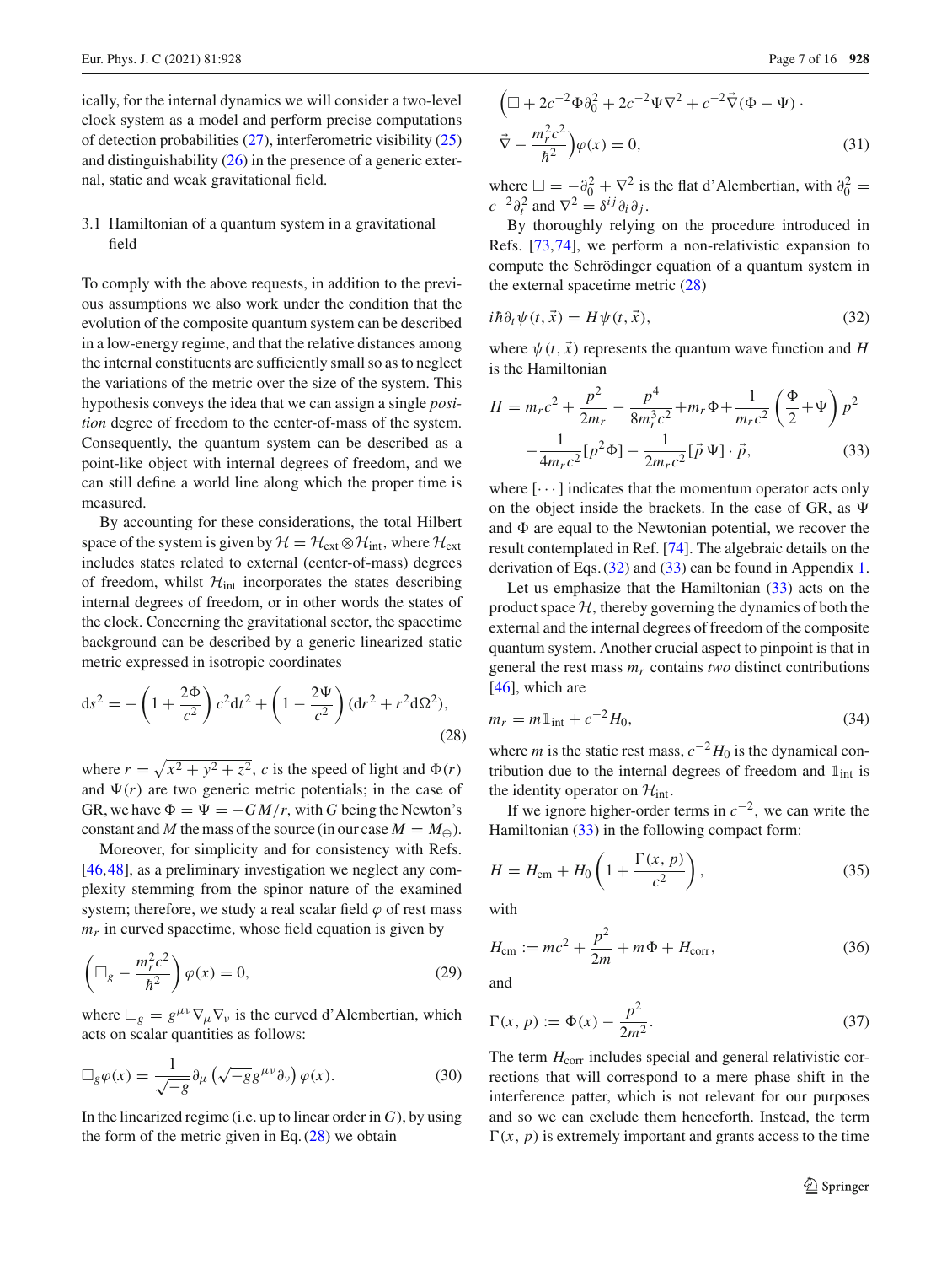ically, for the internal dynamics we will consider a two-level clock system as a model and perform precise computations of detection probabilities (27), interferometric visibility (25) and distinguishability (26) in the presence of a generic external, static and weak gravitational field.

### 3.1 Hamiltonian of a quantum system in a gravitational field

To comply with the above requests, in addition to the previous assumptions we also work under the condition that the evolution of the composite quantum system can be described in a low-energy regime, and that the relative distances among the internal constituents are sufficiently small so as to neglect the variations of the metric over the size of the system. This hypothesis conveys the idea that we can assign a single *position* degree of freedom to the center-of-mass of the system. Consequently, the quantum system can be described as a point-like object with internal degrees of freedom, and we can still define a world line along which the proper time is measured.

By accounting for these considerations, the total Hilbert space of the system is given by $\mathcal{H} = \mathcal{H}_{\text{ext}} \otimes \mathcal{H}_{\text{int}}$, where $\mathcal{H}_{\text{ext}}$ includes states related to external (center-of-mass) degrees of freedom, whilst $\mathcal{H}_{\text{int}}$ incorporates the states describing internal degrees of freedom, or in other words the states of the clock. Concerning the gravitational sector, the spacetime background can be described by a generic linearized static metric expressed in isotropic coordinates

$$
\mathrm{d}s^2 = -\left(1 + \frac{2\Phi}{c^2}\right)c^2\mathrm{d}t^2 + \left(1 - \frac{2\Psi}{c^2}\right)(\mathrm{d}r^2 + r^2\mathrm{d}\Omega^2), \tag{28}
$$

where $r = \sqrt{x^2 + y^2 + z^2}$, $c$ is the speed of light and $\Phi(r)$ and $\Psi(r)$ are two generic metric potentials; in the case of GR, we have $\Phi = \Psi = -GM/r$, with $G$ being the Newton's constant and $M$ the mass of the source (in our case $M = M_{\oplus}$).

Moreover, for simplicity and for consistency with Refs. [46,48], as a preliminary investigation we neglect any complexity stemming from the spinor nature of the examined system; therefore, we study a real scalar field $\varphi$ of rest mass $m_r$ in curved spacetime, whose field equation is given by

$$
\left(\Box_g - \frac{m_r^2c^2}{\hbar^2}\right)\varphi(x) = 0, \tag{29}
$$

where $\Box_g = g^{\mu\nu}\nabla_\mu\nabla_\nu$ is the curved d'Alembertian, which acts on scalar quantities as follows:

$$
\Box_g\varphi(x) = \frac{1}{\sqrt{-g}}\partial_\mu\left(\sqrt{-g}g^{\mu\nu}\partial_\nu\right)\varphi(x). \tag{30}
$$

In the linearized regime (i.e. up to linear order in $G$), by using the form of the metric given in Eq. (28) we obtain

$$
\Big(\Box + 2c^{-2}\Phi\partial_0^2 + 2c^{-2}\Psi\nabla^2 + c^{-2}\vec{\nabla}(\Phi - \Psi)\cdot \vec{\nabla} - \frac{m_r^2c^2}{\hbar^2}\Big)\varphi(x) = 0, \tag{31}
$$

where $\Box = -\partial_0^2 + \nabla^2$ is the flat d'Alembertian, with $\partial_0^2 = c^{-2}\partial_t^2$ and $\nabla^2 = \delta^{ij}\partial_i\partial_j$.

By thoroughly relying on the procedure introduced in Refs. [73,74], we perform a non-relativistic expansion to compute the Schrödinger equation of a quantum system in the external spacetime metric (28)

$$
i\hbar\partial_t\psi(t,\vec{x}) = H\psi(t,\vec{x}), \tag{32}
$$

where $\psi(t,\vec{x})$ represents the quantum wave function and $H$ is the Hamiltonian

$$
H = m_rc^2 + \frac{p^2}{2m_r} - \frac{p^4}{8m_r^3c^2} + m_r\Phi + \frac{1}{m_rc^2}\left(\frac{\Phi}{2} + \Psi\right)p^2 - \frac{1}{4m_rc^2}[p^2\Phi] - \frac{1}{2m_rc^2}[\vec{p}\,\Psi]\cdot\vec{p}, \tag{33}
$$

where $[\cdots]$ indicates that the momentum operator acts only on the object inside the brackets. In the case of GR, as $\Psi$ and $\Phi$ are equal to the Newtonian potential, we recover the result contemplated in Ref. [74]. The algebraic details on the derivation of Eqs. (32) and (33) can be found in Appendix 1.

Let us emphasize that the Hamiltonian (33) acts on the product space $\mathcal{H}$, thereby governing the dynamics of both the external and the internal degrees of freedom of the composite quantum system. Another crucial aspect to pinpoint is that in general the rest mass $m_r$ contains *two* distinct contributions [46], which are

$$
m_r = m\mathbb{1}_{\text{int}} + c^{-2}H_0, \tag{34}
$$

where $m$ is the static rest mass, $c^{-2}H_0$ is the dynamical contribution due to the internal degrees of freedom and $\mathbb{1}_{\text{int}}$ is the identity operator on $\mathcal{H}_{\text{int}}$.

If we ignore higher-order terms in $c^{-2}$, we can write the Hamiltonian (33) in the following compact form:

$$
H = H_{\text{cm}} + H_0\left(1 + \frac{\Gamma(x,p)}{c^2}\right), \tag{35}
$$

with

$$
H_{\text{cm}} := mc^2 + \frac{p^2}{2m} + m\Phi + H_{\text{corr}}, \tag{36}
$$

and

$$
\Gamma(x,p) := \Phi(x) - \frac{p^2}{2m^2}. \tag{37}
$$

The term $H_{\text{corr}}$ includes special and general relativistic corrections that will correspond to a mere phase shift in the interference patter, which is not relevant for our purposes and so we can exclude them henceforth. Instead, the term $\Gamma(x,p)$ is extremely important and grants access to the time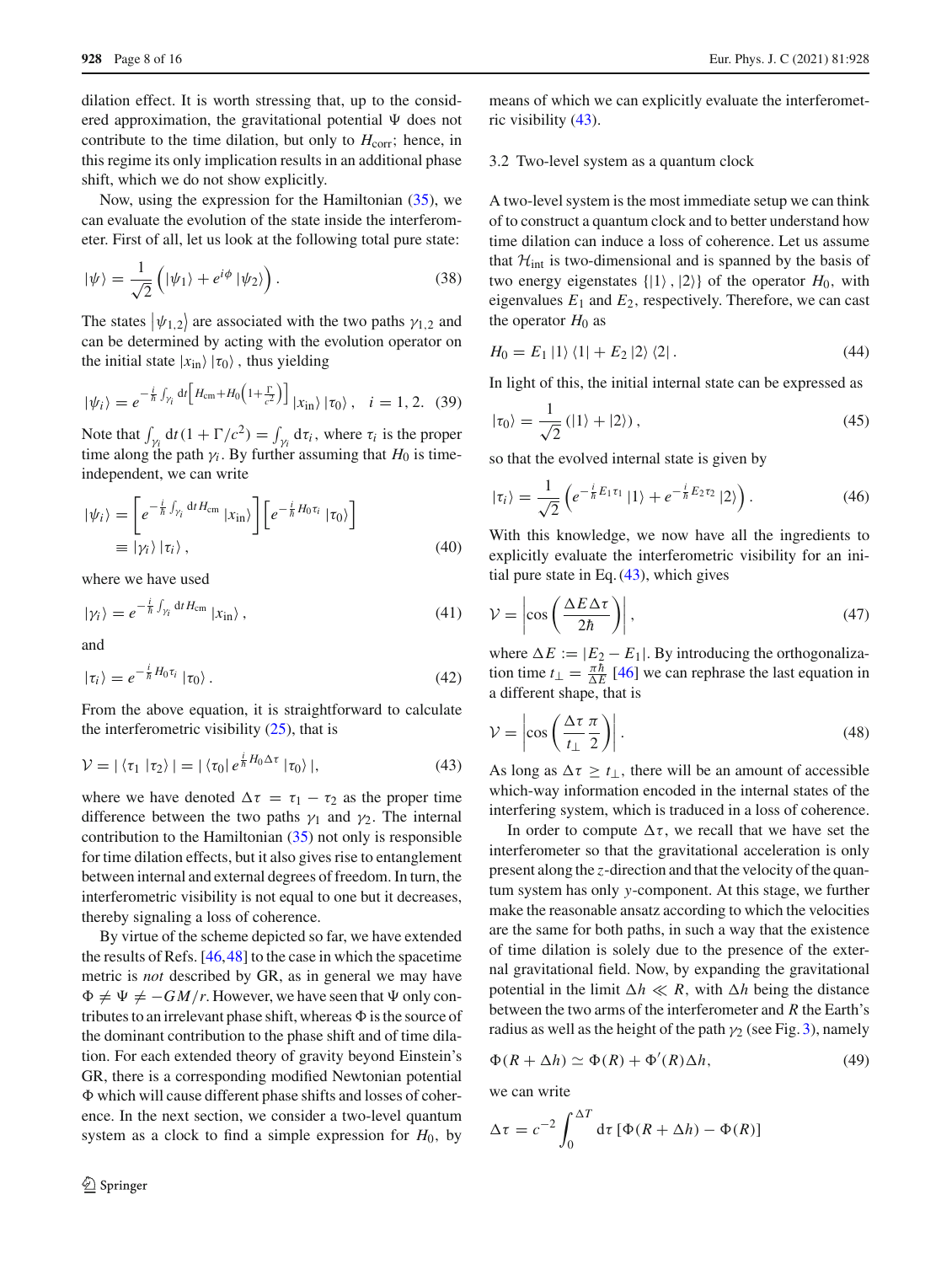dilation effect. It is worth stressing that, up to the considered approximation, the gravitational potential $\Psi$ does not contribute to the time dilation, but only to $H_{\rm corr}$; hence, in this regime its only implication results in an additional phase shift, which we do not show explicitly.

Now, using the expression for the Hamiltonian (35), we can evaluate the evolution of the state inside the interferometer. First of all, let us look at the following total pure state:

$$|\psi\rangle = \frac{1}{\sqrt{2}}\left(|\psi_1\rangle + e^{i\phi}|\psi_2\rangle\right). \tag{38}$$

The states $|\psi_{1,2}\rangle$ are associated with the two paths $\gamma_{1,2}$ and can be determined by acting with the evolution operator on the initial state $|x_{\rm in}\rangle|\tau_0\rangle$, thus yielding

$$|\psi_i\rangle = e^{-\frac{i}{\hbar}\int_{\gamma_i}{\rm d}t\left[H_{\rm cm}+H_0\left(1+\frac{\Gamma}{c^2}\right)\right]}|x_{\rm in}\rangle|\tau_0\rangle, \quad i=1,2. \tag{39}$$

Note that $\int_{\gamma_i}{\rm d}t\,(1+\Gamma/c^2) = \int_{\gamma_i}{\rm d}\tau_i$, where $\tau_i$ is the proper time along the path $\gamma_i$. By further assuming that $H_0$ is time-independent, we can write

$$\begin{aligned}|\psi_i\rangle &= \left[e^{-\frac{i}{\hbar}\int_{\gamma_i}{\rm d}t\,H_{\rm cm}}|x_{\rm in}\rangle\right]\left[e^{-\frac{i}{\hbar}H_0\tau_i}|\tau_0\rangle\right]\\ &\equiv |\gamma_i\rangle|\tau_i\rangle,\end{aligned} \tag{40}$$

where we have used

$$|\gamma_i\rangle = e^{-\frac{i}{\hbar}\int_{\gamma_i}{\rm d}t\,H_{\rm cm}}|x_{\rm in}\rangle, \tag{41}$$

and

$$|\tau_i\rangle = e^{-\frac{i}{\hbar}H_0\tau_i}|\tau_0\rangle. \tag{42}$$

From the above equation, it is straightforward to calculate the interferometric visibility (25), that is

$$\mathcal{V} = |\langle\tau_1|\tau_2\rangle| = |\langle\tau_0|e^{\frac{i}{\hbar}H_0\Delta\tau}|\tau_0\rangle|, \tag{43}$$

where we have denoted $\Delta\tau = \tau_1 - \tau_2$ as the proper time difference between the two paths $\gamma_1$ and $\gamma_2$. The internal contribution to the Hamiltonian (35) not only is responsible for time dilation effects, but it also gives rise to entanglement between internal and external degrees of freedom. In turn, the interferometric visibility is not equal to one but it decreases, thereby signaling a loss of coherence.

By virtue of the scheme depicted so far, we have extended the results of Refs. [46,48] to the case in which the spacetime metric is *not* described by GR, as in general we may have $\Phi \neq \Psi \neq -GM/r$. However, we have seen that $\Psi$ only contributes to an irrelevant phase shift, whereas $\Phi$ is the source of the dominant contribution to the phase shift and of time dilation. For each extended theory of gravity beyond Einstein's GR, there is a corresponding modified Newtonian potential $\Phi$ which will cause different phase shifts and losses of coherence. In the next section, we consider a two-level quantum system as a clock to find a simple expression for $H_0$, by means of which we can explicitly evaluate the interferometric visibility (43).

### 3.2 Two-level system as a quantum clock

A two-level system is the most immediate setup we can think of to construct a quantum clock and to better understand how time dilation can induce a loss of coherence. Let us assume that $\mathcal{H}_{\rm int}$ is two-dimensional and is spanned by the basis of two energy eigenstates $\{|1\rangle, |2\rangle\}$ of the operator $H_0$, with eigenvalues $E_1$ and $E_2$, respectively. Therefore, we can cast the operator $H_0$ as

$$H_0 = E_1|1\rangle\langle 1| + E_2|2\rangle\langle 2|. \tag{44}$$

In light of this, the initial internal state can be expressed as

$$|\tau_0\rangle = \frac{1}{\sqrt{2}}(|1\rangle + |2\rangle), \tag{45}$$

so that the evolved internal state is given by

$$|\tau_i\rangle = \frac{1}{\sqrt{2}}\left(e^{-\frac{i}{\hbar}E_1\tau_1}|1\rangle + e^{-\frac{i}{\hbar}E_2\tau_2}|2\rangle\right). \tag{46}$$

With this knowledge, we now have all the ingredients to explicitly evaluate the interferometric visibility for an initial pure state in Eq. (43), which gives

$$\mathcal{V} = \left|\cos\left(\frac{\Delta E\,\Delta\tau}{2\hbar}\right)\right|, \tag{47}$$

where $\Delta E := |E_2 - E_1|$. By introducing the orthogonalization time $t_\perp = \frac{\pi\hbar}{\Delta E}$ [46] we can rephrase the last equation in a different shape, that is

$$\mathcal{V} = \left|\cos\left(\frac{\Delta\tau}{t_\perp}\frac{\pi}{2}\right)\right|. \tag{48}$$

As long as $\Delta\tau \geq t_\perp$, there will be an amount of accessible which-way information encoded in the internal states of the interfering system, which is traduced in a loss of coherence.

In order to compute $\Delta\tau$, we recall that we have set the interferometer so that the gravitational acceleration is only present along the $z$-direction and that the velocity of the quantum system has only $y$-component. At this stage, we further make the reasonable ansatz according to which the velocities are the same for both paths, in such a way that the existence of time dilation is solely due to the presence of the external gravitational field. Now, by expanding the gravitational potential in the limit $\Delta h \ll R$, with $\Delta h$ being the distance between the two arms of the interferometer and $R$ the Earth's radius as well as the height of the path $\gamma_2$ (see Fig. 3), namely

$$\Phi(R+\Delta h) \simeq \Phi(R) + \Phi'(R)\Delta h, \tag{49}$$

we can write

$$\Delta\tau = c^{-2}\int_0^{\Delta T}{\rm d}\tau\,[\Phi(R+\Delta h) - \Phi(R)]$$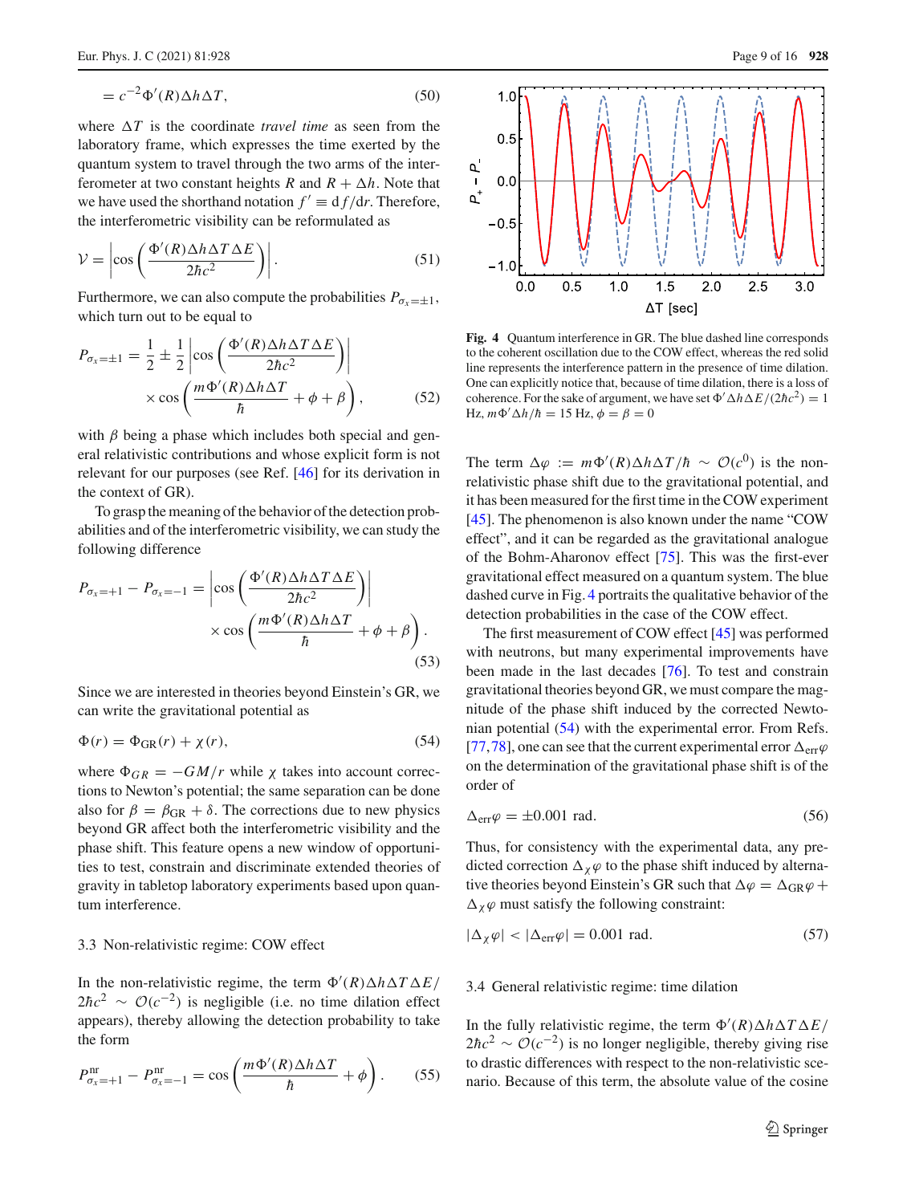$$= c^{-2}\Phi'(R)\Delta h \Delta T, \tag{50}$$

where $\Delta T$ is the coordinate *travel time* as seen from the laboratory frame, which expresses the time exerted by the quantum system to travel through the two arms of the interferometer at two constant heights $R$ and $R + \Delta h$. Note that we have used the shorthand notation $f' \equiv \mathrm{d}f/\mathrm{d}r$. Therefore, the interferometric visibility can be reformulated as

$$\mathcal{V} = \left| \cos\left( \frac{\Phi'(R)\Delta h \Delta T \Delta E}{2\hbar c^2} \right) \right|. \tag{51}$$

Furthermore, we can also compute the probabilities $P_{\sigma_x=\pm 1}$, which turn out to be equal to

$$P_{\sigma_x=\pm 1} = \frac{1}{2} \pm \frac{1}{2} \left| \cos\left( \frac{\Phi'(R)\Delta h \Delta T \Delta E}{2\hbar c^2} \right) \right| \times \cos\left( \frac{m\Phi'(R)\Delta h \Delta T}{\hbar} + \phi + \beta \right), \tag{52}$$

with $\beta$ being a phase which includes both special and general relativistic contributions and whose explicit form is not relevant for our purposes (see Ref. [46] for its derivation in the context of GR).

To grasp the meaning of the behavior of the detection probabilities and of the interferometric visibility, we can study the following difference

$$P_{\sigma_x=+1} - P_{\sigma_x=-1} = \left| \cos\left( \frac{\Phi'(R)\Delta h \Delta T \Delta E}{2\hbar c^2} \right) \right| \times \cos\left( \frac{m\Phi'(R)\Delta h \Delta T}{\hbar} + \phi + \beta \right). \tag{53}$$

Since we are interested in theories beyond Einstein's GR, we can write the gravitational potential as

$$\Phi(r) = \Phi_{\mathrm{GR}}(r) + \chi(r), \tag{54}$$

where $\Phi_{GR} = -GM/r$ while $\chi$ takes into account corrections to Newton's potential; the same separation can be done also for $\beta = \beta_{\mathrm{GR}} + \delta$. The corrections due to new physics beyond GR affect both the interferometric visibility and the phase shift. This feature opens a new window of opportunities to test, constrain and discriminate extended theories of gravity in tabletop laboratory experiments based upon quantum interference.

### 3.3 Non-relativistic regime: COW effect

In the non-relativistic regime, the term $\Phi'(R)\Delta h \Delta T \Delta E/2\hbar c^2 \sim \mathcal{O}(c^{-2})$ is negligible (i.e. no time dilation effect appears), thereby allowing the detection probability to take the form

$$P^{\mathrm{nr}}_{\sigma_x=+1} - P^{\mathrm{nr}}_{\sigma_x=-1} = \cos\left( \frac{m\Phi'(R)\Delta h \Delta T}{\hbar} + \phi \right). \tag{55}$$

**Fig. 4** Quantum interference in GR. The blue dashed line corresponds to the coherent oscillation due to the COW effect, whereas the red solid line represents the interference pattern in the presence of time dilation. One can explicitly notice that, because of time dilation, there is a loss of coherence. For the sake of argument, we have set $\Phi'\Delta h \Delta E/(2\hbar c^2) = 1$ Hz, $m\Phi'\Delta h/\hbar = 15$ Hz, $\phi = \beta = 0$

The term $\Delta\varphi := m\Phi'(R)\Delta h \Delta T/\hbar \sim \mathcal{O}(c^0)$ is the non-relativistic phase shift due to the gravitational potential, and it has been measured for the first time in the COW experiment [45]. The phenomenon is also known under the name "COW effect", and it can be regarded as the gravitational analogue of the Bohm-Aharonov effect [75]. This was the first-ever gravitational effect measured on a quantum system. The blue dashed curve in Fig. 4 portraits the qualitative behavior of the detection probabilities in the case of the COW effect.

The first measurement of COW effect [45] was performed with neutrons, but many experimental improvements have been made in the last decades [76]. To test and constrain gravitational theories beyond GR, we must compare the magnitude of the phase shift induced by the corrected Newtonian potential (54) with the experimental error. From Refs. [77,78], one can see that the current experimental error $\Delta_{\mathrm{err}}\varphi$ on the determination of the gravitational phase shift is of the order of

$$\Delta_{\mathrm{err}}\varphi = \pm 0.001 \text{ rad}. \tag{56}$$

Thus, for consistency with the experimental data, any predicted correction $\Delta_\chi\varphi$ to the phase shift induced by alternative theories beyond Einstein's GR such that $\Delta\varphi = \Delta_{\mathrm{GR}}\varphi + \Delta_\chi\varphi$ must satisfy the following constraint:

$$|\Delta_\chi\varphi| < |\Delta_{\mathrm{err}}\varphi| = 0.001 \text{ rad}. \tag{57}$$

### 3.4 General relativistic regime: time dilation

In the fully relativistic regime, the term $\Phi'(R)\Delta h \Delta T \Delta E/2\hbar c^2 \sim \mathcal{O}(c^{-2})$ is no longer negligible, thereby giving rise to drastic differences with respect to the non-relativistic scenario. Because of this term, the absolute value of the cosine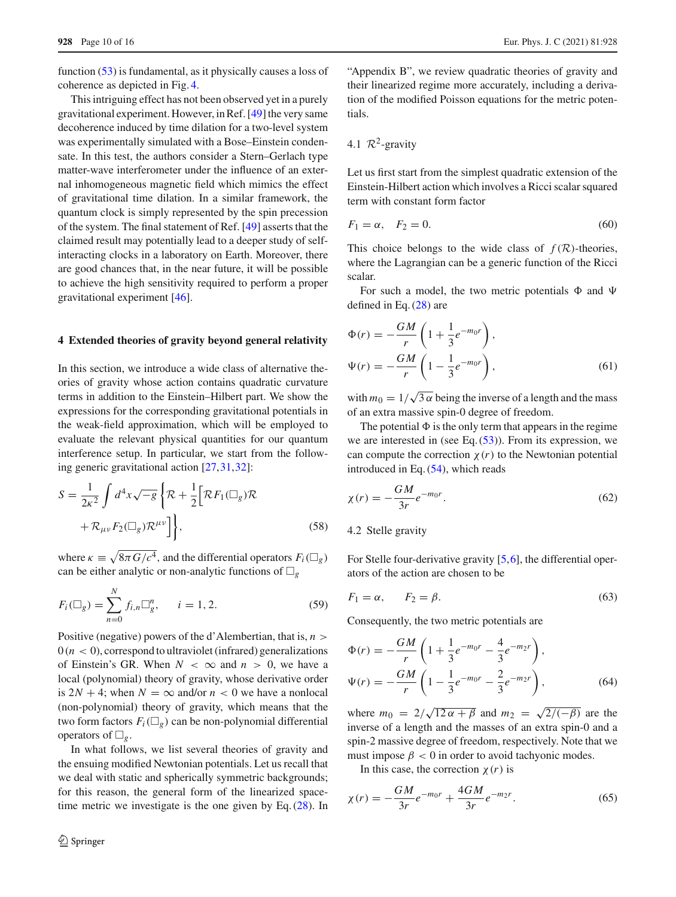function (53) is fundamental, as it physically causes a loss of coherence as depicted in Fig. 4.

This intriguing effect has not been observed yet in a purely gravitational experiment. However, in Ref. [49] the very same decoherence induced by time dilation for a two-level system was experimentally simulated with a Bose–Einstein condensate. In this test, the authors consider a Stern–Gerlach type matter-wave interferometer under the influence of an external inhomogeneous magnetic field which mimics the effect of gravitational time dilation. In a similar framework, the quantum clock is simply represented by the spin precession of the system. The final statement of Ref. [49] asserts that the claimed result may potentially lead to a deeper study of self-interacting clocks in a laboratory on Earth. Moreover, there are good chances that, in the near future, it will be possible to achieve the high sensitivity required to perform a proper gravitational experiment [46].

## 4 Extended theories of gravity beyond general relativity

In this section, we introduce a wide class of alternative theories of gravity whose action contains quadratic curvature terms in addition to the Einstein–Hilbert part. We show the expressions for the corresponding gravitational potentials in the weak-field approximation, which will be employed to evaluate the relevant physical quantities for our quantum interference setup. In particular, we start from the following generic gravitational action [27,31,32]:

$$S = \frac{1}{2\kappa^2}\int d^4x\sqrt{-g}\left\{\mathcal{R} + \frac{1}{2}\Big[\mathcal{R}F_1(\Box_g)\mathcal{R} + \mathcal{R}_{\mu\nu}F_2(\Box_g)\mathcal{R}^{\mu\nu}\Big]\right\}, \tag{58}$$

where $\kappa \equiv \sqrt{8\pi G/c^4}$, and the differential operators $F_i(\Box_g)$ can be either analytic or non-analytic functions of $\Box_g$

$$F_i(\Box_g) = \sum_{n=0}^{N} f_{i,n}\Box_g^n, \qquad i = 1, 2. \tag{59}$$

Positive (negative) powers of the d'Alembertian, that is, $n > 0$ ($n < 0$), correspond to ultraviolet (infrared) generalizations of Einstein's GR. When $N < \infty$ and $n > 0$, we have a local (polynomial) theory of gravity, whose derivative order is $2N + 4$; when $N = \infty$ and/or $n < 0$ we have a nonlocal (non-polynomial) theory of gravity, which means that the two form factors $F_i(\Box_g)$ can be non-polynomial differential operators of $\Box_g$.

In what follows, we list several theories of gravity and the ensuing modified Newtonian potentials. Let us recall that we deal with static and spherically symmetric backgrounds; for this reason, the general form of the linearized spacetime metric we investigate is the one given by Eq. (28). In "Appendix B", we review quadratic theories of gravity and their linearized regime more accurately, including a derivation of the modified Poisson equations for the metric potentials.

### 4.1 $\mathcal{R}^2$-gravity

Let us first start from the simplest quadratic extension of the Einstein-Hilbert action which involves a Ricci scalar squared term with constant form factor

$$F_1 = \alpha, \quad F_2 = 0. \tag{60}$$

This choice belongs to the wide class of $f(\mathcal{R})$-theories, where the Lagrangian can be a generic function of the Ricci scalar.

For such a model, the two metric potentials $\Phi$ and $\Psi$ defined in Eq. (28) are

$$\Phi(r) = -\frac{GM}{r}\left(1 + \frac{1}{3}e^{-m_0 r}\right),$$
$$\Psi(r) = -\frac{GM}{r}\left(1 - \frac{1}{3}e^{-m_0 r}\right), \tag{61}$$

with $m_0 = 1/\sqrt{3\,\alpha}$ being the inverse of a length and the mass of an extra massive spin-0 degree of freedom.

The potential $\Phi$ is the only term that appears in the regime we are interested in (see Eq. (53)). From its expression, we can compute the correction $\chi(r)$ to the Newtonian potential introduced in Eq. (54), which reads

$$\chi(r) = -\frac{GM}{3r}e^{-m_0 r}. \tag{62}$$

### 4.2 Stelle gravity

For Stelle four-derivative gravity [5,6], the differential operators of the action are chosen to be

$$F_1 = \alpha, \qquad F_2 = \beta. \tag{63}$$

Consequently, the two metric potentials are

$$\Phi(r) = -\frac{GM}{r}\left(1 + \frac{1}{3}e^{-m_0 r} - \frac{4}{3}e^{-m_2 r}\right),$$
$$\Psi(r) = -\frac{GM}{r}\left(1 - \frac{1}{3}e^{-m_0 r} - \frac{2}{3}e^{-m_2 r}\right), \tag{64}$$

where $m_0 = 2/\sqrt{12\,\alpha + \beta}$ and $m_2 = \sqrt{2/(-\beta)}$ are the inverse of a length and the masses of an extra spin-0 and a spin-2 massive degree of freedom, respectively. Note that we must impose $\beta < 0$ in order to avoid tachyonic modes.

In this case, the correction $\chi(r)$ is

$$\chi(r) = -\frac{GM}{3r}e^{-m_0 r} + \frac{4GM}{3r}e^{-m_2 r}. \tag{65}$$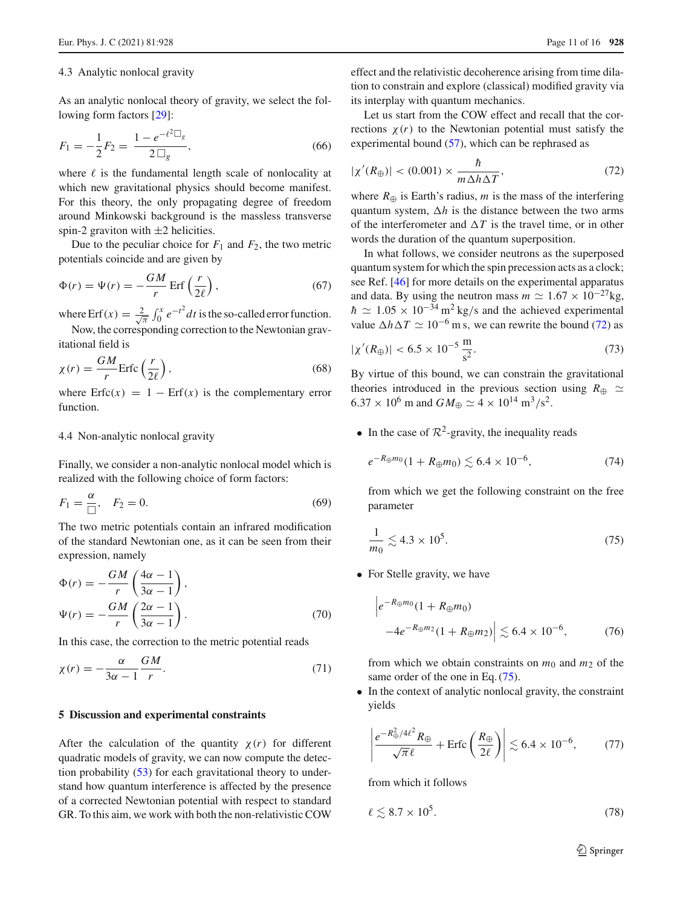### 4.3 Analytic nonlocal gravity

As an analytic nonlocal theory of gravity, we select the following form factors [29]:

$$F_1 = -\frac{1}{2}F_2 = \frac{1 - e^{-\ell^2 \Box_g}}{2\,\Box_g}, \tag{66}$$

where $\ell$ is the fundamental length scale of nonlocality at which new gravitational physics should become manifest. For this theory, the only propagating degree of freedom around Minkowski background is the massless transverse spin-2 graviton with $\pm 2$ helicities.

Due to the peculiar choice for $F_1$ and $F_2$, the two metric potentials coincide and are given by

$$\Phi(r) = \Psi(r) = -\frac{GM}{r}\,\mathrm{Erf}\left(\frac{r}{2\ell}\right), \tag{67}$$

where $\mathrm{Erf}(x) = \frac{2}{\sqrt{\pi}}\int_0^x e^{-t^2}dt$ is the so-called error function.

Now, the corresponding correction to the Newtonian gravitational field is

$$\chi(r) = \frac{GM}{r}\mathrm{Erfc}\left(\frac{r}{2\ell}\right), \tag{68}$$

where $\mathrm{Erfc}(x) = 1 - \mathrm{Erf}(x)$ is the complementary error function.

### 4.4 Non-analytic nonlocal gravity

Finally, we consider a non-analytic nonlocal model which is realized with the following choice of form factors:

$$F_1 = \frac{\alpha}{\Box}, \quad F_2 = 0. \tag{69}$$

The two metric potentials contain an infrared modification of the standard Newtonian one, as it can be seen from their expression, namely

$$\Phi(r) = -\frac{GM}{r}\left(\frac{4\alpha - 1}{3\alpha - 1}\right),$$
$$\Psi(r) = -\frac{GM}{r}\left(\frac{2\alpha - 1}{3\alpha - 1}\right). \tag{70}$$

In this case, the correction to the metric potential reads

$$\chi(r) = -\frac{\alpha}{3\alpha - 1}\frac{GM}{r}. \tag{71}$$

## 5 Discussion and experimental constraints

After the calculation of the quantity $\chi(r)$ for different quadratic models of gravity, we can now compute the detection probability (53) for each gravitational theory to understand how quantum interference is affected by the presence of a corrected Newtonian potential with respect to standard GR. To this aim, we work with both the non-relativistic COW effect and the relativistic decoherence arising from time dilation to constrain and explore (classical) modified gravity via its interplay with quantum mechanics.

Let us start from the COW effect and recall that the corrections $\chi(r)$ to the Newtonian potential must satisfy the experimental bound (57), which can be rephrased as

$$|\chi'(R_\oplus)| < (0.001) \times \frac{\hbar}{m\Delta h \Delta T}, \tag{72}$$

where $R_\oplus$ is Earth's radius, $m$ is the mass of the interfering quantum system, $\Delta h$ is the distance between the two arms of the interferometer and $\Delta T$ is the travel time, or in other words the duration of the quantum superposition.

In what follows, we consider neutrons as the superposed quantum system for which the spin precession acts as a clock; see Ref. [46] for more details on the experimental apparatus and data. By using the neutron mass $m \simeq 1.67 \times 10^{-27}$kg, $\hbar \simeq 1.05 \times 10^{-34}\,\mathrm{m}^2\,\mathrm{kg/s}$ and the achieved experimental value $\Delta h \Delta T \simeq 10^{-6}\,\mathrm{m\,s}$, we can rewrite the bound (72) as

$$|\chi'(R_\oplus)| < 6.5 \times 10^{-5}\,\frac{\mathrm{m}}{\mathrm{s}^2}. \tag{73}$$

By virtue of this bound, we can constrain the gravitational theories introduced in the previous section using $R_\oplus \simeq 6.37 \times 10^6$ m and $GM_\oplus \simeq 4 \times 10^{14}\,\mathrm{m}^3/\mathrm{s}^2$.

- In the case of $\mathcal{R}^2$-gravity, the inequality reads

$$e^{-R_\oplus m_0}(1 + R_\oplus m_0) \lesssim 6.4 \times 10^{-6}, \tag{74}$$

from which we get the following constraint on the free parameter

$$\frac{1}{m_0} \lesssim 4.3 \times 10^5. \tag{75}$$

- For Stelle gravity, we have

$$\Big| e^{-R_\oplus m_0}(1 + R_\oplus m_0) - 4e^{-R_\oplus m_2}(1 + R_\oplus m_2)\Big| \lesssim 6.4 \times 10^{-6}, \tag{76}$$

from which we obtain constraints on $m_0$ and $m_2$ of the same order of the one in Eq. (75).

- In the context of analytic nonlocal gravity, the constraint yields

$$\left|\frac{e^{-R_\oplus^2/4\ell^2}R_\oplus}{\sqrt{\pi}\ell} + \mathrm{Erfc}\left(\frac{R_\oplus}{2\ell}\right)\right| \lesssim 6.4 \times 10^{-6}, \tag{77}$$

from which it follows

$$\ell \lesssim 8.7 \times 10^5. \tag{78}$$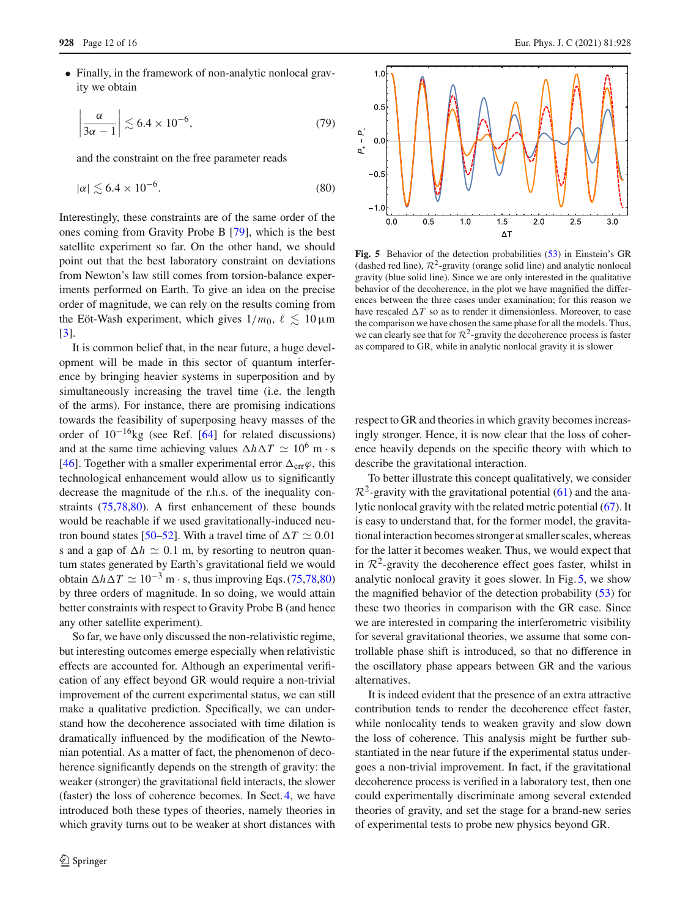- Finally, in the framework of non-analytic nonlocal gravity we obtain

$$\left|\frac{\alpha}{3\alpha-1}\right| \lesssim 6.4\times10^{-6}, \tag{79}$$

and the constraint on the free parameter reads

$$|\alpha| \lesssim 6.4\times10^{-6}. \tag{80}$$

Interestingly, these constraints are of the same order of the ones coming from Gravity Probe B [79], which is the best satellite experiment so far. On the other hand, we should point out that the best laboratory constraint on deviations from Newton's law still comes from torsion-balance experiments performed on Earth. To give an idea on the precise order of magnitude, we can rely on the results coming from the Eöt-Wash experiment, which gives $1/m_0,\ \ell \lesssim 10\,\mu$m [3].

It is common belief that, in the near future, a huge development will be made in this sector of quantum interference by bringing heavier systems in superposition and by simultaneously increasing the travel time (i.e. the length of the arms). For instance, there are promising indications towards the feasibility of superposing heavy masses of the order of $10^{-16}$kg (see Ref. [64] for related discussions) and at the same time achieving values $\Delta h\Delta T \simeq 10^{6}$ m $\cdot$ s [46]. Together with a smaller experimental error $\Delta_{\mathrm{err}}\varphi$, this technological enhancement would allow us to significantly decrease the magnitude of the r.h.s. of the inequality constraints (75,78,80). A first enhancement of these bounds would be reachable if we used gravitationally-induced neutron bound states [50–52]. With a travel time of $\Delta T \simeq 0.01$ s and a gap of $\Delta h \simeq 0.1$ m, by resorting to neutron quantum states generated by Earth's gravitational field we would obtain $\Delta h\Delta T \simeq 10^{-3}$ m $\cdot$ s, thus improving Eqs. (75,78,80) by three orders of magnitude. In so doing, we would attain better constraints with respect to Gravity Probe B (and hence any other satellite experiment).

So far, we have only discussed the non-relativistic regime, but interesting outcomes emerge especially when relativistic effects are accounted for. Although an experimental verification of any effect beyond GR would require a non-trivial improvement of the current experimental status, we can still make a qualitative prediction. Specifically, we can understand how the decoherence associated with time dilation is dramatically influenced by the modification of the Newtonian potential. As a matter of fact, the phenomenon of decoherence significantly depends on the strength of gravity: the weaker (stronger) the gravitational field interacts, the slower (faster) the loss of coherence becomes. In Sect. 4, we have introduced both these types of theories, namely theories in which gravity turns out to be weaker at short distances with respect to GR and theories in which gravity becomes increasingly stronger. Hence, it is now clear that the loss of coherence heavily depends on the specific theory with which to describe the gravitational interaction.

Fig. 5 Behavior of the detection probabilities (53) in Einstein's GR (dashed red line), $\mathcal{R}^2$-gravity (orange solid line) and analytic nonlocal gravity (blue solid line). Since we are only interested in the qualitative behavior of the decoherence, in the plot we have magnified the differences between the three cases under examination; for this reason we have rescaled $\Delta T$ so as to render it dimensionless. Moreover, to ease the comparison we have chosen the same phase for all the models. Thus, we can clearly see that for $\mathcal{R}^2$-gravity the decoherence process is faster as compared to GR, while in analytic nonlocal gravity it is slower

To better illustrate this concept qualitatively, we consider $\mathcal{R}^2$-gravity with the gravitational potential (61) and the analytic nonlocal gravity with the related metric potential (67). It is easy to understand that, for the former model, the gravitational interaction becomes stronger at smaller scales, whereas for the latter it becomes weaker. Thus, we would expect that in $\mathcal{R}^2$-gravity the decoherence effect goes faster, whilst in analytic nonlocal gravity it goes slower. In Fig. 5, we show the magnified behavior of the detection probability (53) for these two theories in comparison with the GR case. Since we are interested in comparing the interferometric visibility for several gravitational theories, we assume that some controllable phase shift is introduced, so that no difference in the oscillatory phase appears between GR and the various alternatives.

It is indeed evident that the presence of an extra attractive contribution tends to render the decoherence effect faster, while nonlocality tends to weaken gravity and slow down the loss of coherence. This analysis might be further substantiated in the near future if the experimental status undergoes a non-trivial improvement. In fact, if the gravitational decoherence process is verified in a laboratory test, then one could experimentally discriminate among several extended theories of gravity, and set the stage for a brand-new series of experimental tests to probe new physics beyond GR.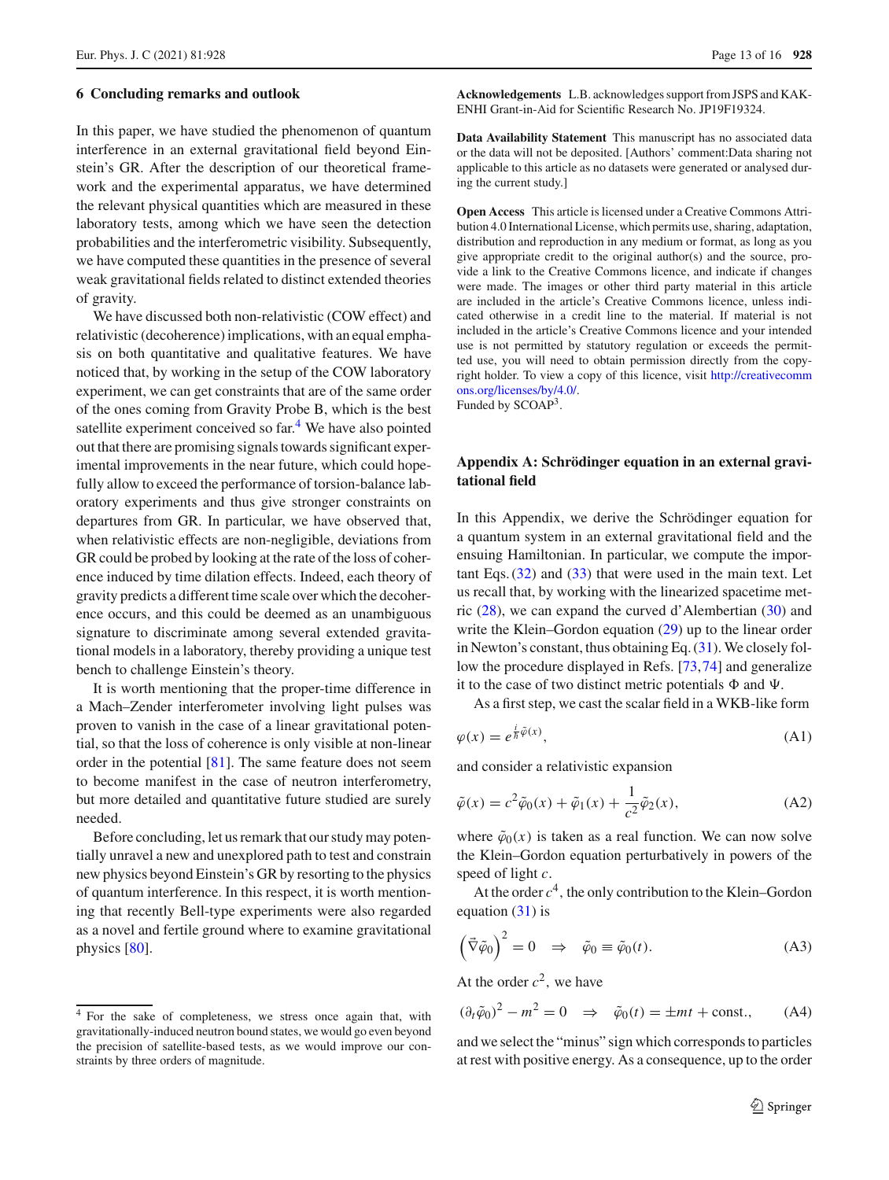## 6 Concluding remarks and outlook

In this paper, we have studied the phenomenon of quantum interference in an external gravitational field beyond Einstein's GR. After the description of our theoretical framework and the experimental apparatus, we have determined the relevant physical quantities which are measured in these laboratory tests, among which we have seen the detection probabilities and the interferometric visibility. Subsequently, we have computed these quantities in the presence of several weak gravitational fields related to distinct extended theories of gravity.

We have discussed both non-relativistic (COW effect) and relativistic (decoherence) implications, with an equal emphasis on both quantitative and qualitative features. We have noticed that, by working in the setup of the COW laboratory experiment, we can get constraints that are of the same order of the ones coming from Gravity Probe B, which is the best satellite experiment conceived so far.[4] We have also pointed out that there are promising signals towards significant experimental improvements in the near future, which could hopefully allow to exceed the performance of torsion-balance laboratory experiments and thus give stronger constraints on departures from GR. In particular, we have observed that, when relativistic effects are non-negligible, deviations from GR could be probed by looking at the rate of the loss of coherence induced by time dilation effects. Indeed, each theory of gravity predicts a different time scale over which the decoherence occurs, and this could be deemed as an unambiguous signature to discriminate among several extended gravitational models in a laboratory, thereby providing a unique test bench to challenge Einstein's theory.

It is worth mentioning that the proper-time difference in a Mach–Zender interferometer involving light pulses was proven to vanish in the case of a linear gravitational potential, so that the loss of coherence is only visible at non-linear order in the potential [81]. The same feature does not seem to become manifest in the case of neutron interferometry, but more detailed and quantitative future studied are surely needed.

Before concluding, let us remark that our study may potentially unravel a new and unexplored path to test and constrain new physics beyond Einstein's GR by resorting to the physics of quantum interference. In this respect, it is worth mentioning that recently Bell-type experiments were also regarded as a novel and fertile ground where to examine gravitational physics [80].

[4] For the sake of completeness, we stress once again that, with gravitationally-induced neutron bound states, we would go even beyond the precision of satellite-based tests, as we would improve our constraints by three orders of magnitude.

**Acknowledgements** L.B. acknowledges support from JSPS and KAKENHI Grant-in-Aid for Scientific Research No. JP19F19324.

**Data Availability Statement** This manuscript has no associated data or the data will not be deposited. [Authors' comment:Data sharing not applicable to this article as no datasets were generated or analysed during the current study.]

**Open Access** This article is licensed under a Creative Commons Attribution 4.0 International License, which permits use, sharing, adaptation, distribution and reproduction in any medium or format, as long as you give appropriate credit to the original author(s) and the source, provide a link to the Creative Commons licence, and indicate if changes were made. The images or other third party material in this article are included in the article's Creative Commons licence, unless indicated otherwise in a credit line to the material. If material is not included in the article's Creative Commons licence and your intended use is not permitted by statutory regulation or exceeds the permitted use, you will need to obtain permission directly from the copyright holder. To view a copy of this licence, visit http://creativecommons.org/licenses/by/4.0/.
Funded by SCOAP[3].

## Appendix A: Schrödinger equation in an external gravitational field

In this Appendix, we derive the Schrödinger equation for a quantum system in an external gravitational field and the ensuing Hamiltonian. In particular, we compute the important Eqs. (32) and (33) that were used in the main text. Let us recall that, by working with the linearized spacetime metric (28), we can expand the curved d'Alembertian (30) and write the Klein–Gordon equation (29) up to the linear order in Newton's constant, thus obtaining Eq. (31). We closely follow the procedure displayed in Refs. [73,74] and generalize it to the case of two distinct metric potentials $\Phi$ and $\Psi$.

As a first step, we cast the scalar field in a WKB-like form

$$\varphi(x) = e^{\frac{i}{\hbar}\tilde{\varphi}(x)}, \tag{A1}$$

and consider a relativistic expansion

$$\tilde{\varphi}(x) = c^2\tilde{\varphi}_0(x) + \tilde{\varphi}_1(x) + \frac{1}{c^2}\tilde{\varphi}_2(x), \tag{A2}$$

where $\tilde{\varphi}_0(x)$ is taken as a real function. We can now solve the Klein–Gordon equation perturbatively in powers of the speed of light $c$.

At the order $c^4$, the only contribution to the Klein–Gordon equation (31) is

$$\left(\vec{\nabla}\tilde{\varphi}_0\right)^2 = 0 \quad \Rightarrow \quad \tilde{\varphi}_0 \equiv \tilde{\varphi}_0(t). \tag{A3}$$

At the order $c^2$, we have

$$(\partial_t\tilde{\varphi}_0)^2 - m^2 = 0 \quad \Rightarrow \quad \tilde{\varphi}_0(t) = \pm mt + \text{const.}, \tag{A4}$$

and we select the "minus" sign which corresponds to particles at rest with positive energy. As a consequence, up to the order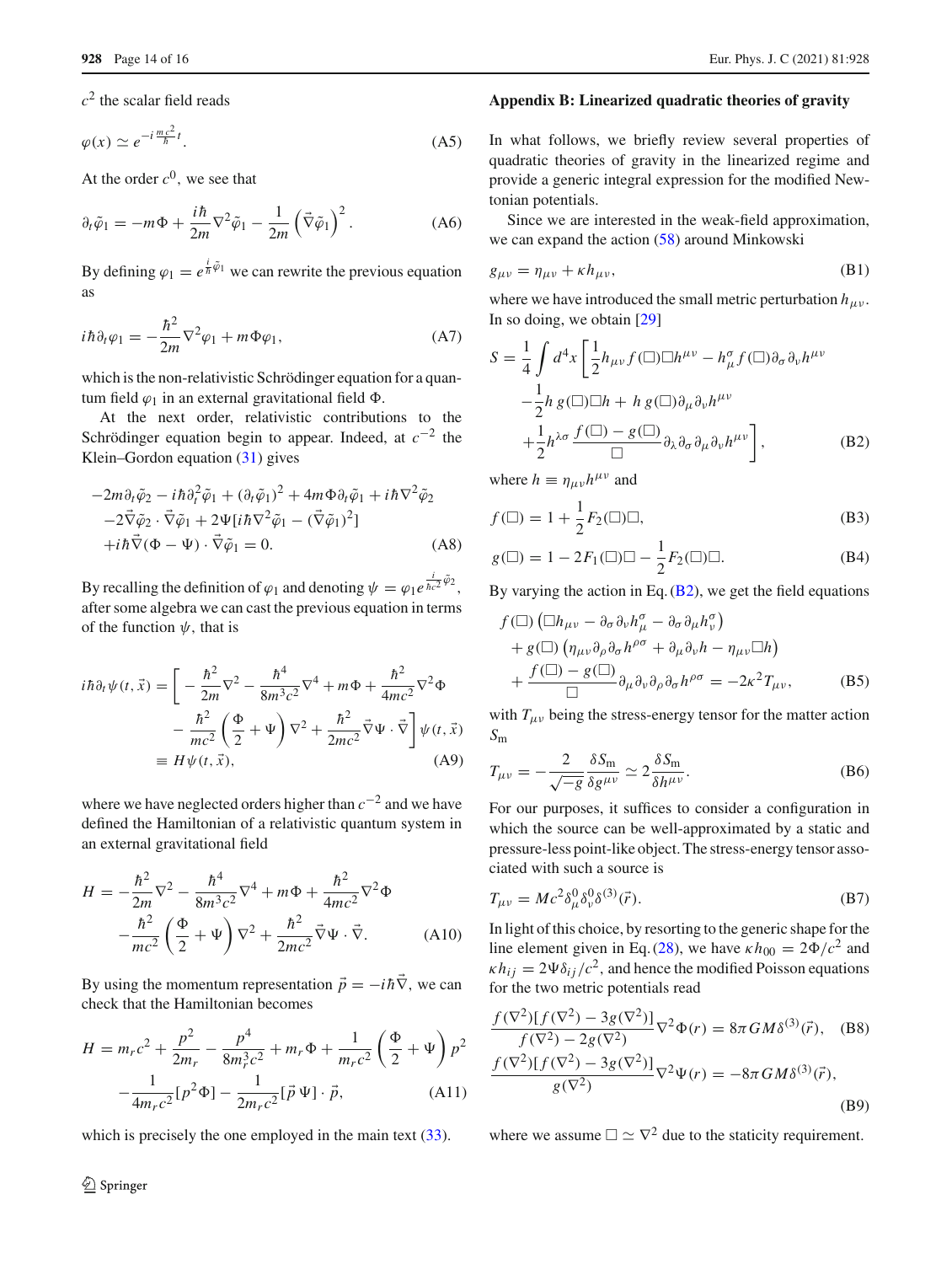$c^2$ the scalar field reads

$$\varphi(x) \simeq e^{-i\frac{mc^2}{\hbar}t}. \tag{A5}$$

At the order $c^0$, we see that

$$\partial_t\tilde{\varphi}_1 = -m\Phi + \frac{i\hbar}{2m}\nabla^2\tilde{\varphi}_1 - \frac{1}{2m}\left(\vec{\nabla}\tilde{\varphi}_1\right)^2. \tag{A6}$$

By defining $\varphi_1 = e^{\frac{i}{\hbar}\tilde{\varphi}_1}$ we can rewrite the previous equation as

$$i\hbar\partial_t\varphi_1 = -\frac{\hbar^2}{2m}\nabla^2\varphi_1 + m\Phi\varphi_1, \tag{A7}$$

which is the non-relativistic Schrödinger equation for a quantum field $\varphi_1$ in an external gravitational field $\Phi$.

At the next order, relativistic contributions to the Schrödinger equation begin to appear. Indeed, at $c^{-2}$ the Klein–Gordon equation (31) gives

$$\begin{aligned}
&-2m\partial_t\tilde{\varphi}_2 - i\hbar\partial_t^2\tilde{\varphi}_1 + (\partial_t\tilde{\varphi}_1)^2 + 4m\Phi\partial_t\tilde{\varphi}_1 + i\hbar\nabla^2\tilde{\varphi}_2 \\
&-2\vec{\nabla}\tilde{\varphi}_2\cdot\vec{\nabla}\tilde{\varphi}_1 + 2\Psi[i\hbar\nabla^2\tilde{\varphi}_1 - (\vec{\nabla}\tilde{\varphi}_1)^2] \\
&+i\hbar\vec{\nabla}(\Phi-\Psi)\cdot\vec{\nabla}\tilde{\varphi}_1 = 0.
\end{aligned} \tag{A8}$$

By recalling the definition of $\varphi_1$ and denoting $\psi = \varphi_1 e^{\frac{i}{\hbar c^2}\tilde{\varphi}_2}$, after some algebra we can cast the previous equation in terms of the function $\psi$, that is

$$\begin{aligned}
i\hbar\partial_t\psi(t,\vec{x}) &= \bigg[-\frac{\hbar^2}{2m}\nabla^2 - \frac{\hbar^4}{8m^3c^2}\nabla^4 + m\Phi + \frac{\hbar^2}{4mc^2}\nabla^2\Phi \\
&\quad - \frac{\hbar^2}{mc^2}\left(\frac{\Phi}{2}+\Psi\right)\nabla^2 + \frac{\hbar^2}{2mc^2}\vec{\nabla}\Psi\cdot\vec{\nabla}\bigg]\psi(t,\vec{x}) \\
&\equiv H\psi(t,\vec{x}),
\end{aligned} \tag{A9}$$

where we have neglected orders higher than $c^{-2}$ and we have defined the Hamiltonian of a relativistic quantum system in an external gravitational field

$$\begin{aligned}
H &= -\frac{\hbar^2}{2m}\nabla^2 - \frac{\hbar^4}{8m^3c^2}\nabla^4 + m\Phi + \frac{\hbar^2}{4mc^2}\nabla^2\Phi \\
&\quad - \frac{\hbar^2}{mc^2}\left(\frac{\Phi}{2}+\Psi\right)\nabla^2 + \frac{\hbar^2}{2mc^2}\vec{\nabla}\Psi\cdot\vec{\nabla}.
\end{aligned} \tag{A10}$$

By using the momentum representation $\vec{p} = -i\hbar\vec{\nabla}$, we can check that the Hamiltonian becomes

$$\begin{aligned}
H &= m_r c^2 + \frac{p^2}{2m_r} - \frac{p^4}{8m_r^3c^2} + m_r\Phi + \frac{1}{m_r c^2}\left(\frac{\Phi}{2}+\Psi\right)p^2 \\
&\quad - \frac{1}{4m_r c^2}[p^2\Phi] - \frac{1}{2m_r c^2}[\vec{p}\,\Psi]\cdot\vec{p},
\end{aligned} \tag{A11}$$

which is precisely the one employed in the main text (33).

## Appendix B: Linearized quadratic theories of gravity

In what follows, we briefly review several properties of quadratic theories of gravity in the linearized regime and provide a generic integral expression for the modified Newtonian potentials.

Since we are interested in the weak-field approximation, we can expand the action (58) around Minkowski

$$g_{\mu\nu} = \eta_{\mu\nu} + \kappa h_{\mu\nu}, \tag{B1}$$

where we have introduced the small metric perturbation $h_{\mu\nu}$. In so doing, we obtain [29]

$$\begin{aligned}
S = \frac{1}{4}\int d^4x \bigg[&\frac{1}{2}h_{\mu\nu}f(\Box)\Box h^{\mu\nu} - h^\sigma_\mu f(\Box)\partial_\sigma\partial_\nu h^{\mu\nu} \\
&-\frac{1}{2}h\, g(\Box)\Box h + h\, g(\Box)\partial_\mu\partial_\nu h^{\mu\nu} \\
&+\frac{1}{2}h^{\lambda\sigma}\frac{f(\Box)-g(\Box)}{\Box}\partial_\lambda\partial_\sigma\partial_\mu\partial_\nu h^{\mu\nu}\bigg],
\end{aligned} \tag{B2}$$

where $h \equiv \eta_{\mu\nu}h^{\mu\nu}$ and

$$f(\Box) = 1 + \frac{1}{2}F_2(\Box)\Box, \tag{B3}$$

$$g(\Box) = 1 - 2F_1(\Box)\Box - \frac{1}{2}F_2(\Box)\Box. \tag{B4}$$

By varying the action in Eq. (B2), we get the field equations

$$\begin{aligned}
&f(\Box)\left(\Box h_{\mu\nu} - \partial_\sigma\partial_\nu h^\sigma_\mu - \partial_\sigma\partial_\mu h^\sigma_\nu\right) \\
&+ g(\Box)\left(\eta_{\mu\nu}\partial_\rho\partial_\sigma h^{\rho\sigma} + \partial_\mu\partial_\nu h - \eta_{\mu\nu}\Box h\right) \\
&+ \frac{f(\Box)-g(\Box)}{\Box}\partial_\mu\partial_\nu\partial_\rho\partial_\sigma h^{\rho\sigma} = -2\kappa^2 T_{\mu\nu},
\end{aligned} \tag{B5}$$

with $T_{\mu\nu}$ being the stress-energy tensor for the matter action $S_{\mathrm{m}}$

$$T_{\mu\nu} = -\frac{2}{\sqrt{-g}}\frac{\delta S_{\mathrm{m}}}{\delta g^{\mu\nu}} \simeq 2\frac{\delta S_{\mathrm{m}}}{\delta h^{\mu\nu}}. \tag{B6}$$

For our purposes, it suffices to consider a configuration in which the source can be well-approximated by a static and pressure-less point-like object. The stress-energy tensor associated with such a source is

$$T_{\mu\nu} = Mc^2\delta^0_\mu\delta^0_\nu\delta^{(3)}(\vec{r}). \tag{B7}$$

In light of this choice, by resorting to the generic shape for the line element given in Eq. (28), we have $\kappa h_{00} = 2\Phi/c^2$ and $\kappa h_{ij} = 2\Psi\delta_{ij}/c^2$, and hence the modified Poisson equations for the two metric potentials read

$$\frac{f(\nabla^2)[f(\nabla^2)-3g(\nabla^2)]}{f(\nabla^2)-2g(\nabla^2)}\nabla^2\Phi(r) = 8\pi GM\delta^{(3)}(\vec{r}), \tag{B8}$$

$$\frac{f(\nabla^2)[f(\nabla^2)-3g(\nabla^2)]}{g(\nabla^2)}\nabla^2\Psi(r) = -8\pi GM\delta^{(3)}(\vec{r}), \tag{B9}$$

where we assume $\Box \simeq \nabla^2$ due to the staticity requirement.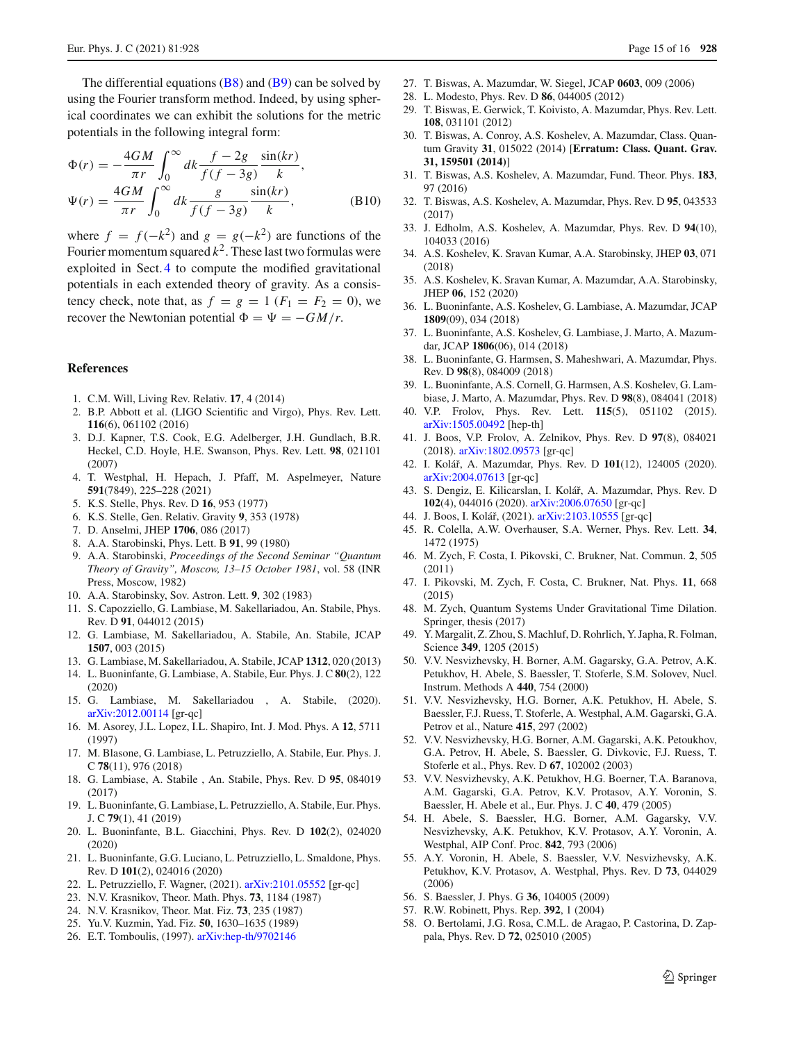The differential equations (B8) and (B9) can be solved by using the Fourier transform method. Indeed, by using spherical coordinates we can exhibit the solutions for the metric potentials in the following integral form:

$$
\begin{aligned}
\Phi(r) &= -\frac{4GM}{\pi r}\int_0^\infty dk \frac{f-2g}{f(f-3g)}\frac{\sin(kr)}{k},\\
\Psi(r) &= \frac{4GM}{\pi r}\int_0^\infty dk \frac{g}{f(f-3g)}\frac{\sin(kr)}{k},
\end{aligned}
\tag{B10}
$$

where $f = f(-k^2)$ and $g = g(-k^2)$ are functions of the Fourier momentum squared $k^2$. These last two formulas were exploited in Sect. 4 to compute the modified gravitational potentials in each extended theory of gravity. As a consistency check, note that, as $f = g = 1$ ($F_1 = F_2 = 0$), we recover the Newtonian potential $\Phi = \Psi = -GM/r$.

## References

1. C.M. Will, Living Rev. Relativ. **17**, 4 (2014)
2. B.P. Abbott et al. (LIGO Scientific and Virgo), Phys. Rev. Lett. **116**(6), 061102 (2016)
3. D.J. Kapner, T.S. Cook, E.G. Adelberger, J.H. Gundlach, B.R. Heckel, C.D. Hoyle, H.E. Swanson, Phys. Rev. Lett. **98**, 021101 (2007)
4. T. Westphal, H. Hepach, J. Pfaff, M. Aspelmeyer, Nature **591**(7849), 225–228 (2021)
5. K.S. Stelle, Phys. Rev. D **16**, 953 (1977)
6. K.S. Stelle, Gen. Relativ. Gravity **9**, 353 (1978)
7. D. Anselmi, JHEP **1706**, 086 (2017)
8. A.A. Starobinski, Phys. Lett. B **91**, 99 (1980)
9. A.A. Starobinski, *Proceedings of the Second Seminar "Quantum Theory of Gravity", Moscow, 13–15 October 1981*, vol. 58 (INR Press, Moscow, 1982)
10. A.A. Starobinsky, Sov. Astron. Lett. **9**, 302 (1983)
11. S. Capozziello, G. Lambiase, M. Sakellariadou, An. Stabile, Phys. Rev. D **91**, 044012 (2015)
12. G. Lambiase, M. Sakellariadou, A. Stabile, An. Stabile, JCAP **1507**, 003 (2015)
13. G. Lambiase, M. Sakellariadou, A. Stabile, JCAP **1312**, 020 (2013)
14. L. Buoninfante, G. Lambiase, A. Stabile, Eur. Phys. J. C **80**(2), 122 (2020)
15. G. Lambiase, M. Sakellariadou , A. Stabile, (2020). arXiv:2012.00114 [gr-qc]
16. M. Asorey, J.L. Lopez, I.L. Shapiro, Int. J. Mod. Phys. A **12**, 5711 (1997)
17. M. Blasone, G. Lambiase, L. Petruzziello, A. Stabile, Eur. Phys. J. C **78**(11), 976 (2018)
18. G. Lambiase, A. Stabile , An. Stabile, Phys. Rev. D **95**, 084019 (2017)
19. L. Buoninfante, G. Lambiase, L. Petruzziello, A. Stabile, Eur. Phys. J. C **79**(1), 41 (2019)
20. L. Buoninfante, B.L. Giacchini, Phys. Rev. D **102**(2), 024020 (2020)
21. L. Buoninfante, G.G. Luciano, L. Petruzziello, L. Smaldone, Phys. Rev. D **101**(2), 024016 (2020)
22. L. Petruzziello, F. Wagner, (2021). arXiv:2101.05552 [gr-qc]
23. N.V. Krasnikov, Theor. Math. Phys. **73**, 1184 (1987)
24. N.V. Krasnikov, Theor. Mat. Fiz. **73**, 235 (1987)
25. Yu.V. Kuzmin, Yad. Fiz. **50**, 1630–1635 (1989)
26. E.T. Tomboulis, (1997). arXiv:hep-th/9702146
27. T. Biswas, A. Mazumdar, W. Siegel, JCAP **0603**, 009 (2006)
28. L. Modesto, Phys. Rev. D **86**, 044005 (2012)
29. T. Biswas, E. Gerwick, T. Koivisto, A. Mazumdar, Phys. Rev. Lett. **108**, 031101 (2012)
30. T. Biswas, A. Conroy, A.S. Koshelev, A. Mazumdar, Class. Quantum Gravity **31**, 015022 (2014) [**Erratum: Class. Quant. Grav. 31, 159501 (2014)**]
31. T. Biswas, A.S. Koshelev, A. Mazumdar, Fund. Theor. Phys. **183**, 97 (2016)
32. T. Biswas, A.S. Koshelev, A. Mazumdar, Phys. Rev. D **95**, 043533 (2017)
33. J. Edholm, A.S. Koshelev, A. Mazumdar, Phys. Rev. D **94**(10), 104033 (2016)
34. A.S. Koshelev, K. Sravan Kumar, A.A. Starobinsky, JHEP **03**, 071 (2018)
35. A.S. Koshelev, K. Sravan Kumar, A. Mazumdar, A.A. Starobinsky, JHEP **06**, 152 (2020)
36. L. Buoninfante, A.S. Koshelev, G. Lambiase, A. Mazumdar, JCAP **1809**(09), 034 (2018)
37. L. Buoninfante, A.S. Koshelev, G. Lambiase, J. Marto, A. Mazumdar, JCAP **1806**(06), 014 (2018)
38. L. Buoninfante, G. Harmsen, S. Maheshwari, A. Mazumdar, Phys. Rev. D **98**(8), 084009 (2018)
39. L. Buoninfante, A.S. Cornell, G. Harmsen, A.S. Koshelev, G. Lambiase, J. Marto, A. Mazumdar, Phys. Rev. D **98**(8), 084041 (2018)
40. V.P. Frolov, Phys. Rev. Lett. **115**(5), 051102 (2015). arXiv:1505.00492 [hep-th]
41. J. Boos, V.P. Frolov, A. Zelnikov, Phys. Rev. D **97**(8), 084021 (2018). arXiv:1802.09573 [gr-qc]
42. I. Kolář, A. Mazumdar, Phys. Rev. D **101**(12), 124005 (2020). arXiv:2004.07613 [gr-qc]
43. S. Dengiz, E. Kilicarslan, I. Kolář, A. Mazumdar, Phys. Rev. D **102**(4), 044016 (2020). arXiv:2006.07650 [gr-qc]
44. J. Boos, I. Kolář, (2021). arXiv:2103.10555 [gr-qc]
45. R. Colella, A.W. Overhauser, S.A. Werner, Phys. Rev. Lett. **34**, 1472 (1975)
46. M. Zych, F. Costa, I. Pikovski, C. Brukner, Nat. Commun. **2**, 505 (2011)
47. I. Pikovski, M. Zych, F. Costa, C. Brukner, Nat. Phys. **11**, 668 (2015)
48. M. Zych, Quantum Systems Under Gravitational Time Dilation. Springer, thesis (2017)
49. Y. Margalit, Z. Zhou, S. Machluf, D. Rohrlich, Y. Japha, R. Folman, Science **349**, 1205 (2015)
50. V.V. Nesvizhevsky, H. Borner, A.M. Gagarsky, G.A. Petrov, A.K. Petukhov, H. Abele, S. Baessler, T. Stoferle, S.M. Solovev, Nucl. Instrum. Methods A **440**, 754 (2000)
51. V.V. Nesvizhevsky, H.G. Borner, A.K. Petukhov, H. Abele, S. Baessler, F.J. Ruess, T. Stoferle, A. Westphal, A.M. Gagarski, G.A. Petrov et al., Nature **415**, 297 (2002)
52. V.V. Nesvizhevsky, H.G. Borner, A.M. Gagarski, A.K. Petoukhov, G.A. Petrov, H. Abele, S. Baessler, G. Divkovic, F.J. Ruess, T. Stoferle et al., Phys. Rev. D **67**, 102002 (2003)
53. V.V. Nesvizhevsky, A.K. Petukhov, H.G. Boerner, T.A. Baranova, A.M. Gagarski, G.A. Petrov, K.V. Protasov, A.Y. Voronin, S. Baessler, H. Abele et al., Eur. Phys. J. C **40**, 479 (2005)
54. H. Abele, S. Baessler, H.G. Borner, A.M. Gagarsky, V.V. Nesvizhevsky, A.K. Petukhov, K.V. Protasov, A.Y. Voronin, A. Westphal, AIP Conf. Proc. **842**, 793 (2006)
55. A.Y. Voronin, H. Abele, S. Baessler, V.V. Nesvizhevsky, A.K. Petukhov, K.V. Protasov, A. Westphal, Phys. Rev. D **73**, 044029 (2006)
56. S. Baessler, J. Phys. G **36**, 104005 (2009)
57. R.W. Robinett, Phys. Rep. **392**, 1 (2004)
58. O. Bertolami, J.G. Rosa, C.M.L. de Aragao, P. Castorina, D. Zappala, Phys. Rev. D **72**, 025010 (2005)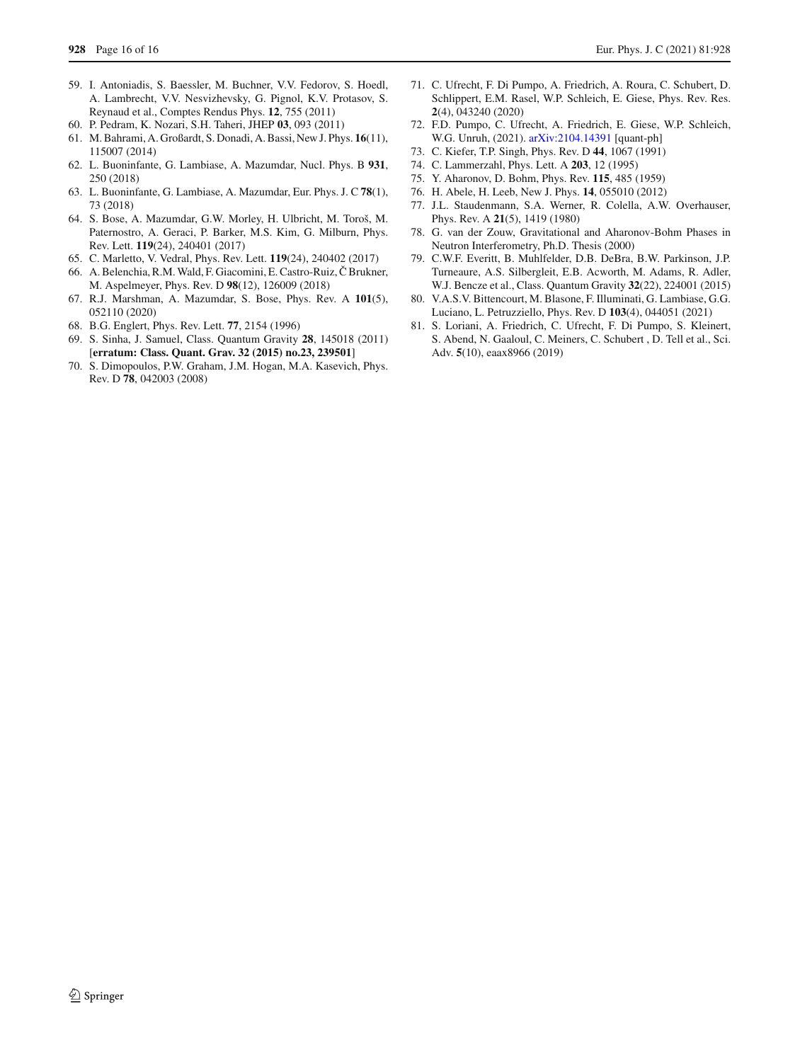59. I. Antoniadis, S. Baessler, M. Buchner, V.V. Fedorov, S. Hoedl, A. Lambrecht, V.V. Nesvizhevsky, G. Pignol, K.V. Protasov, S. Reynaud et al., Comptes Rendus Phys. **12**, 755 (2011)
60. P. Pedram, K. Nozari, S.H. Taheri, JHEP **03**, 093 (2011)
61. M. Bahrami, A. Großardt, S. Donadi, A. Bassi, New J. Phys. **16**(11), 115007 (2014)
62. L. Buoninfante, G. Lambiase, A. Mazumdar, Nucl. Phys. B **931**, 250 (2018)
63. L. Buoninfante, G. Lambiase, A. Mazumdar, Eur. Phys. J. C **78**(1), 73 (2018)
64. S. Bose, A. Mazumdar, G.W. Morley, H. Ulbricht, M. Toroš, M. Paternostro, A. Geraci, P. Barker, M.S. Kim, G. Milburn, Phys. Rev. Lett. **119**(24), 240401 (2017)
65. C. Marletto, V. Vedral, Phys. Rev. Lett. **119**(24), 240402 (2017)
66. A. Belenchia, R.M. Wald, F. Giacomini, E. Castro-Ruiz, Č Brukner, M. Aspelmeyer, Phys. Rev. D **98**(12), 126009 (2018)
67. R.J. Marshman, A. Mazumdar, S. Bose, Phys. Rev. A **101**(5), 052110 (2020)
68. B.G. Englert, Phys. Rev. Lett. **77**, 2154 (1996)
69. S. Sinha, J. Samuel, Class. Quantum Gravity **28**, 145018 (2011) [**erratum: Class. Quant. Grav. 32 (2015) no.23, 239501**]
70. S. Dimopoulos, P.W. Graham, J.M. Hogan, M.A. Kasevich, Phys. Rev. D **78**, 042003 (2008)
71. C. Ufrecht, F. Di Pumpo, A. Friedrich, A. Roura, C. Schubert, D. Schlippert, E.M. Rasel, W.P. Schleich, E. Giese, Phys. Rev. Res. **2**(4), 043240 (2020)
72. F.D. Pumpo, C. Ufrecht, A. Friedrich, E. Giese, W.P. Schleich, W.G. Unruh, (2021). arXiv:2104.14391 [quant-ph]
73. C. Kiefer, T.P. Singh, Phys. Rev. D **44**, 1067 (1991)
74. C. Lammerzahl, Phys. Lett. A **203**, 12 (1995)
75. Y. Aharonov, D. Bohm, Phys. Rev. **115**, 485 (1959)
76. H. Abele, H. Leeb, New J. Phys. **14**, 055010 (2012)
77. J.L. Staudenmann, S.A. Werner, R. Colella, A.W. Overhauser, Phys. Rev. A **21**(5), 1419 (1980)
78. G. van der Zouw, Gravitational and Aharonov-Bohm Phases in Neutron Interferometry, Ph.D. Thesis (2000)
79. C.W.F. Everitt, B. Muhlfelder, D.B. DeBra, B.W. Parkinson, J.P. Turneaure, A.S. Silbergleit, E.B. Acworth, M. Adams, R. Adler, W.J. Bencze et al., Class. Quantum Gravity **32**(22), 224001 (2015)
80. V.A.S.V. Bittencourt, M. Blasone, F. Illuminati, G. Lambiase, G.G. Luciano, L. Petruzziello, Phys. Rev. D **103**(4), 044051 (2021)
81. S. Loriani, A. Friedrich, C. Ufrecht, F. Di Pumpo, S. Kleinert, S. Abend, N. Gaaloul, C. Meiners, C. Schubert , D. Tell et al., Sci. Adv. **5**(10), eaax8966 (2019)